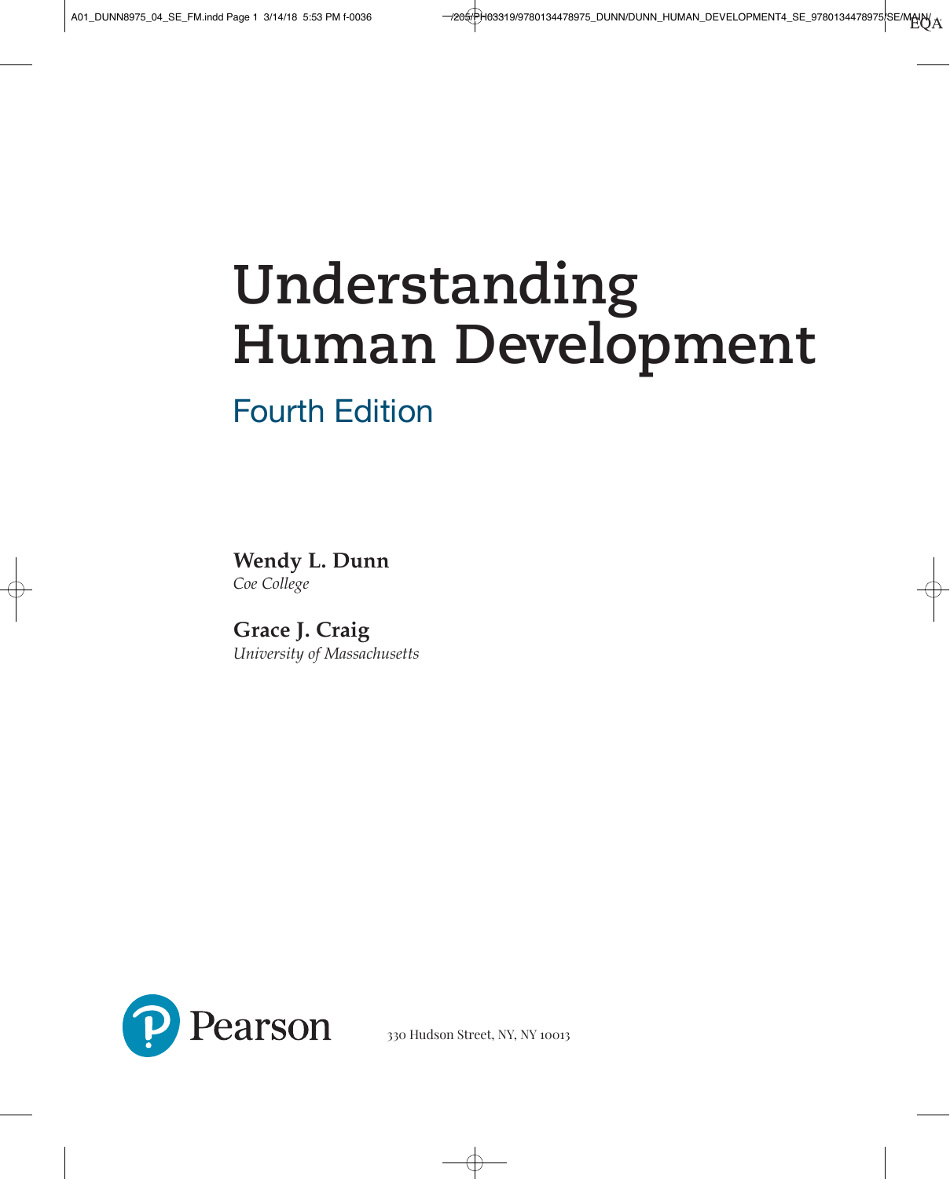# Understanding Human Development

## Fourth Edition

**Wendy L. Dunn**
*Coe College*

**Grace J. Craig**
*University of Massachusetts*

Pearson

330 Hudson Street, NY, NY 10013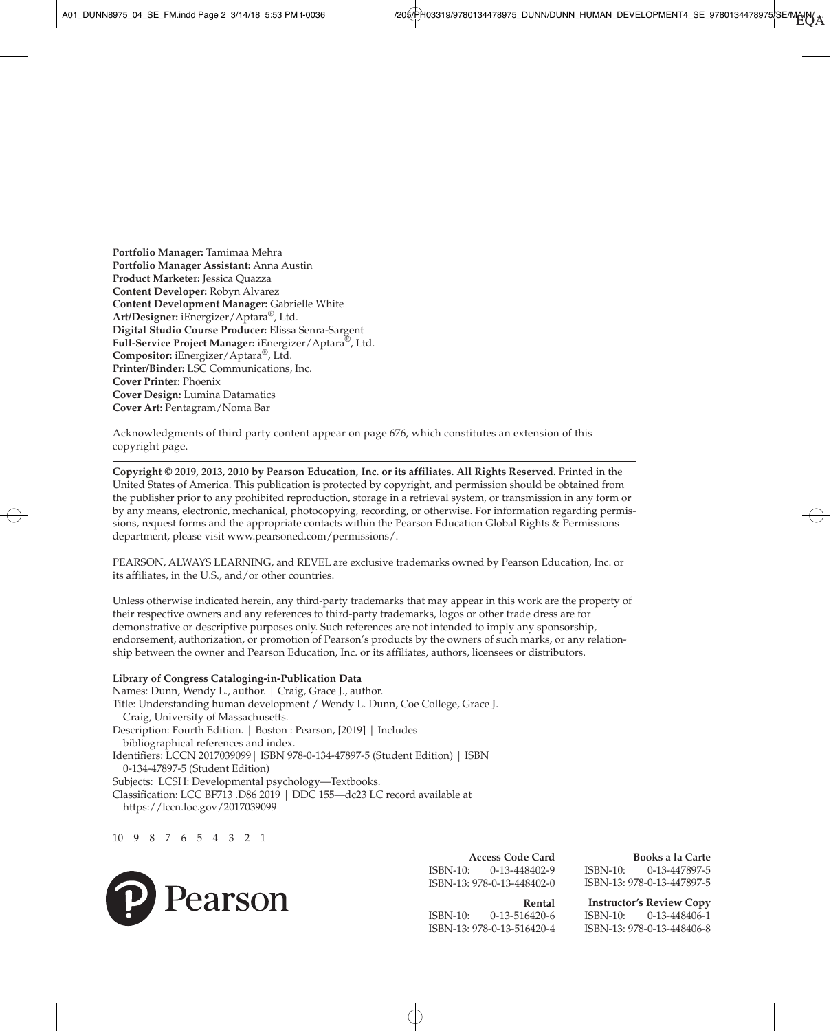**Portfolio Manager:** Tamimaa Mehra
**Portfolio Manager Assistant:** Anna Austin
**Product Marketer:** Jessica Quazza
**Content Developer:** Robyn Alvarez
**Content Development Manager:** Gabrielle White
**Art/Designer:** iEnergizer/Aptara®, Ltd.
**Digital Studio Course Producer:** Elissa Senra-Sargent
**Full-Service Project Manager:** iEnergizer/Aptara®, Ltd.
**Compositor:** iEnergizer/Aptara®, Ltd.
**Printer/Binder:** LSC Communications, Inc.
**Cover Printer:** Phoenix
**Cover Design:** Lumina Datamatics
**Cover Art:** Pentagram/Noma Bar

Acknowledgments of third party content appear on page 676, which constitutes an extension of this copyright page.

---

**Copyright © 2019, 2013, 2010 by Pearson Education, Inc. or its affiliates. All Rights Reserved.** Printed in the United States of America. This publication is protected by copyright, and permission should be obtained from the publisher prior to any prohibited reproduction, storage in a retrieval system, or transmission in any form or by any means, electronic, mechanical, photocopying, recording, or otherwise. For information regarding permissions, request forms and the appropriate contacts within the Pearson Education Global Rights & Permissions department, please visit www.pearsoned.com/permissions/.

PEARSON, ALWAYS LEARNING, and REVEL are exclusive trademarks owned by Pearson Education, Inc. or its affiliates, in the U.S., and/or other countries.

Unless otherwise indicated herein, any third-party trademarks that may appear in this work are the property of their respective owners and any references to third-party trademarks, logos or other trade dress are for demonstrative or descriptive purposes only. Such references are not intended to imply any sponsorship, endorsement, authorization, or promotion of Pearson's products by the owners of such marks, or any relationship between the owner and Pearson Education, Inc. or its affiliates, authors, licensees or distributors.

**Library of Congress Cataloging-in-Publication Data**
Names: Dunn, Wendy L., author. | Craig, Grace J., author.
Title: Understanding human development / Wendy L. Dunn, Coe College, Grace J. Craig, University of Massachusetts.
Description: Fourth Edition. | Boston : Pearson, [2019] | Includes bibliographical references and index.
Identifiers: LCCN 2017039099| ISBN 978-0-134-47897-5 (Student Edition) | ISBN 0-134-47897-5 (Student Edition)
Subjects: LCSH: Developmental psychology—Textbooks.
Classification: LCC BF713 .D86 2019 | DDC 155—dc23 LC record available at https://lccn.loc.gov/2017039099

10 9 8 7 6 5 4 3 2 1

Pearson

**Access Code Card**
ISBN-10: 0-13-448402-9
ISBN-13: 978-0-13-448402-0

**Books a la Carte**
ISBN-10: 0-13-447897-5
ISBN-13: 978-0-13-447897-5

**Rental**
ISBN-10: 0-13-516420-6
ISBN-13: 978-0-13-516420-4

**Instructor's Review Copy**
ISBN-10: 0-13-448406-1
ISBN-13: 978-0-13-448406-8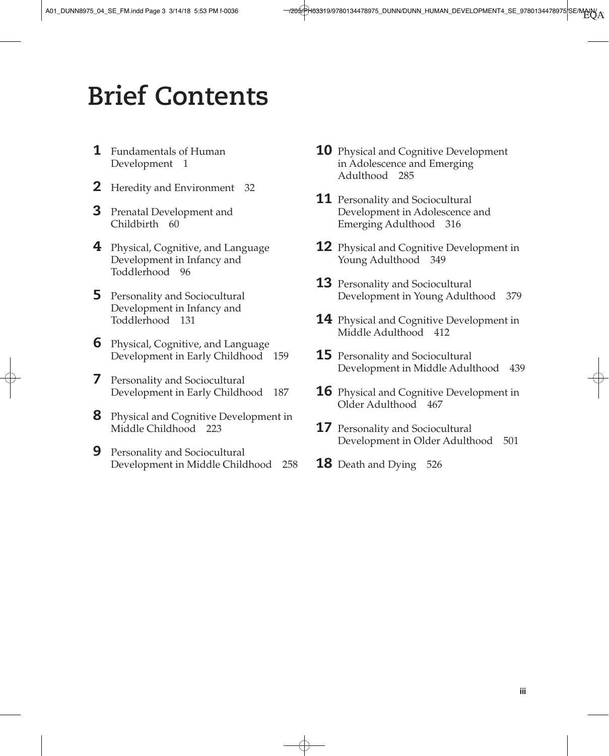# Brief Contents

**1** Fundamentals of Human Development 1

**2** Heredity and Environment 32

**3** Prenatal Development and Childbirth 60

**4** Physical, Cognitive, and Language Development in Infancy and Toddlerhood 96

**5** Personality and Sociocultural Development in Infancy and Toddlerhood 131

**6** Physical, Cognitive, and Language Development in Early Childhood 159

**7** Personality and Sociocultural Development in Early Childhood 187

**8** Physical and Cognitive Development in Middle Childhood 223

**9** Personality and Sociocultural Development in Middle Childhood 258

**10** Physical and Cognitive Development in Adolescence and Emerging Adulthood 285

**11** Personality and Sociocultural Development in Adolescence and Emerging Adulthood 316

**12** Physical and Cognitive Development in Young Adulthood 349

**13** Personality and Sociocultural Development in Young Adulthood 379

**14** Physical and Cognitive Development in Middle Adulthood 412

**15** Personality and Sociocultural Development in Middle Adulthood 439

**16** Physical and Cognitive Development in Older Adulthood 467

**17** Personality and Sociocultural Development in Older Adulthood 501

**18** Death and Dying 526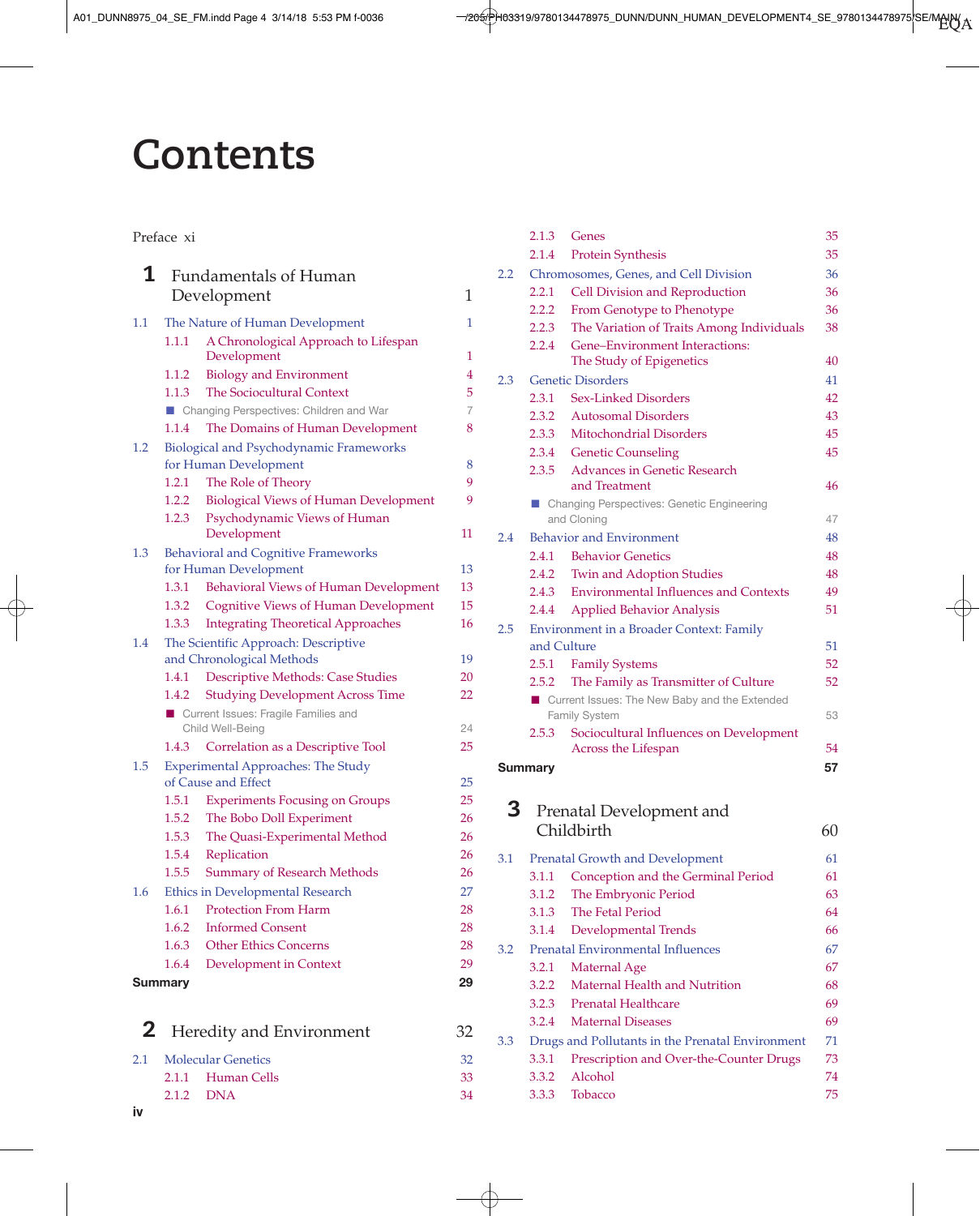# Contents

Preface xi

## 1 Fundamentals of Human Development 1

- 1.1 The Nature of Human Development 1
  - 1.1.1 A Chronological Approach to Lifespan Development 1
  - 1.1.2 Biology and Environment 4
  - 1.1.3 The Sociocultural Context 5
  - ■ Changing Perspectives: Children and War 7
  - 1.1.4 The Domains of Human Development 8
- 1.2 Biological and Psychodynamic Frameworks for Human Development 8
  - 1.2.1 The Role of Theory 9
  - 1.2.2 Biological Views of Human Development 9
  - 1.2.3 Psychodynamic Views of Human Development 11
- 1.3 Behavioral and Cognitive Frameworks for Human Development 13
  - 1.3.1 Behavioral Views of Human Development 13
  - 1.3.2 Cognitive Views of Human Development 15
  - 1.3.3 Integrating Theoretical Approaches 16
- 1.4 The Scientific Approach: Descriptive and Chronological Methods 19
  - 1.4.1 Descriptive Methods: Case Studies 20
  - 1.4.2 Studying Development Across Time 22
  - ■ Current Issues: Fragile Families and Child Well-Being 24
  - 1.4.3 Correlation as a Descriptive Tool 25
- 1.5 Experimental Approaches: The Study of Cause and Effect 25
  - 1.5.1 Experiments Focusing on Groups 25
  - 1.5.2 The Bobo Doll Experiment 26
  - 1.5.3 The Quasi-Experimental Method 26
  - 1.5.4 Replication 26
  - 1.5.5 Summary of Research Methods 26
- 1.6 Ethics in Developmental Research 27
  - 1.6.1 Protection From Harm 28
  - 1.6.2 Informed Consent 28
  - 1.6.3 Other Ethics Concerns 28
  - 1.6.4 Development in Context 29

**Summary 29**

## 2 Heredity and Environment 32

- 2.1 Molecular Genetics 32
  - 2.1.1 Human Cells 33
  - 2.1.2 DNA 34
  - 2.1.3 Genes 35
  - 2.1.4 Protein Synthesis 35
- 2.2 Chromosomes, Genes, and Cell Division 36
  - 2.2.1 Cell Division and Reproduction 36
  - 2.2.2 From Genotype to Phenotype 36
  - 2.2.3 The Variation of Traits Among Individuals 38
  - 2.2.4 Gene–Environment Interactions: The Study of Epigenetics 40
- 2.3 Genetic Disorders 41
  - 2.3.1 Sex-Linked Disorders 42
  - 2.3.2 Autosomal Disorders 43
  - 2.3.3 Mitochondrial Disorders 45
  - 2.3.4 Genetic Counseling 45
  - 2.3.5 Advances in Genetic Research and Treatment 46
  - ■ Changing Perspectives: Genetic Engineering and Cloning 47
- 2.4 Behavior and Environment 48
  - 2.4.1 Behavior Genetics 48
  - 2.4.2 Twin and Adoption Studies 48
  - 2.4.3 Environmental Influences and Contexts 49
  - 2.4.4 Applied Behavior Analysis 51
- 2.5 Environment in a Broader Context: Family and Culture 51
  - 2.5.1 Family Systems 52
  - 2.5.2 The Family as Transmitter of Culture 52
  - ■ Current Issues: The New Baby and the Extended Family System 53
  - 2.5.3 Sociocultural Influences on Development Across the Lifespan 54

**Summary 57**

## 3 Prenatal Development and Childbirth 60

- 3.1 Prenatal Growth and Development 61
  - 3.1.1 Conception and the Germinal Period 61
  - 3.1.2 The Embryonic Period 63
  - 3.1.3 The Fetal Period 64
  - 3.1.4 Developmental Trends 66
- 3.2 Prenatal Environmental Influences 67
  - 3.2.1 Maternal Age 67
  - 3.2.2 Maternal Health and Nutrition 68
  - 3.2.3 Prenatal Healthcare 69
  - 3.2.4 Maternal Diseases 69
- 3.3 Drugs and Pollutants in the Prenatal Environment 71
  - 3.3.1 Prescription and Over-the-Counter Drugs 73
  - 3.3.2 Alcohol 74
  - 3.3.3 Tobacco 75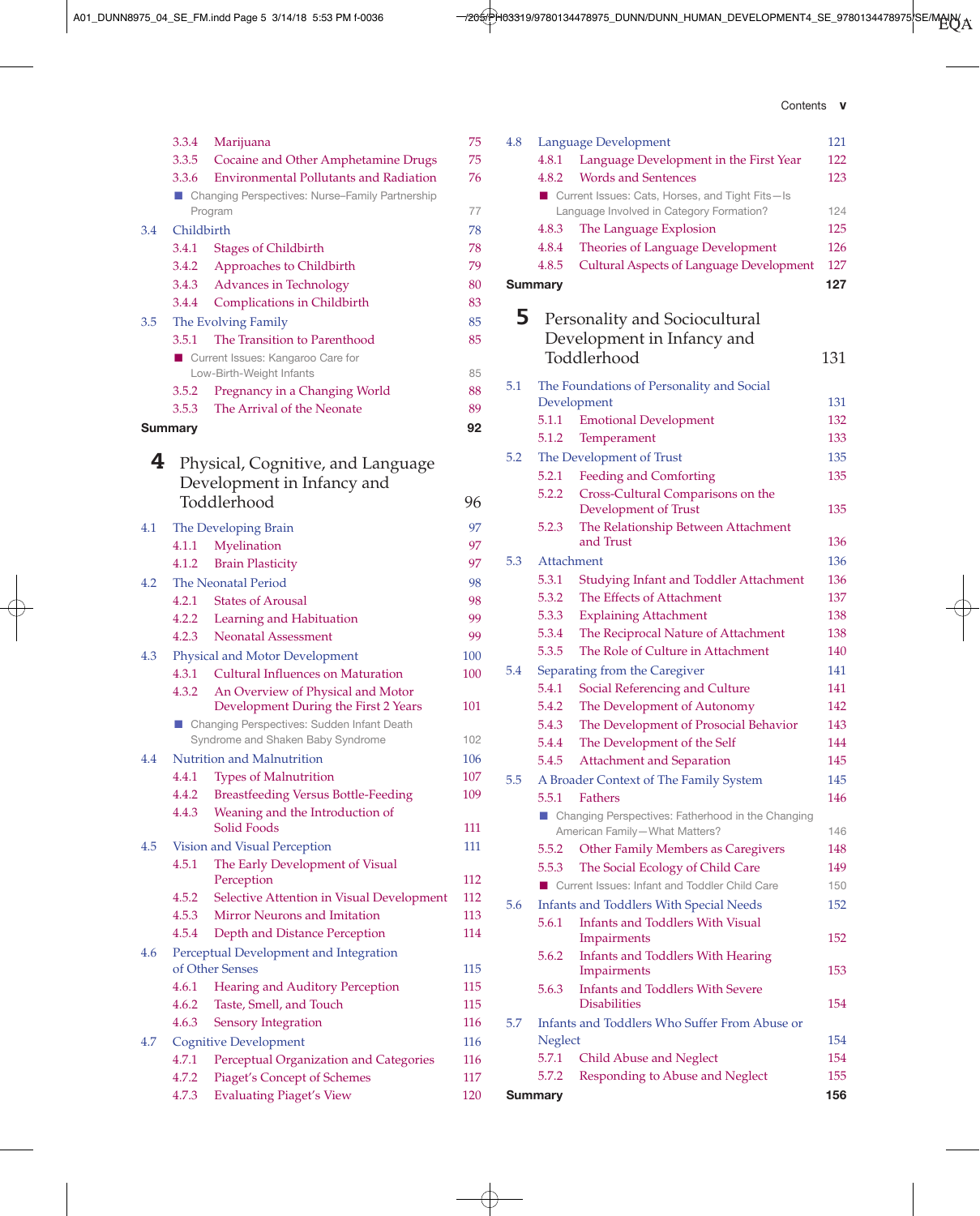- 3.3.4 Marijuana 75
- 3.3.5 Cocaine and Other Amphetamine Drugs 75
- 3.3.6 Environmental Pollutants and Radiation 76
- ■ Changing Perspectives: Nurse–Family Partnership Program 77

3.4 Childbirth 78
- 3.4.1 Stages of Childbirth 78
- 3.4.2 Approaches to Childbirth 79
- 3.4.3 Advances in Technology 80
- 3.4.4 Complications in Childbirth 83

3.5 The Evolving Family 85
- 3.5.1 The Transition to Parenthood 85
- ■ Current Issues: Kangaroo Care for Low-Birth-Weight Infants 85
- 3.5.2 Pregnancy in a Changing World 88
- 3.5.3 The Arrival of the Neonate 89

**Summary** **92**

## 4 Physical, Cognitive, and Language Development in Infancy and Toddlerhood 96

4.1 The Developing Brain 97
- 4.1.1 Myelination 97
- 4.1.2 Brain Plasticity 97

4.2 The Neonatal Period 98
- 4.2.1 States of Arousal 98
- 4.2.2 Learning and Habituation 99
- 4.2.3 Neonatal Assessment 99

4.3 Physical and Motor Development 100
- 4.3.1 Cultural Influences on Maturation 100
- 4.3.2 An Overview of Physical and Motor Development During the First 2 Years 101
- ■ Changing Perspectives: Sudden Infant Death Syndrome and Shaken Baby Syndrome 102

4.4 Nutrition and Malnutrition 106
- 4.4.1 Types of Malnutrition 107
- 4.4.2 Breastfeeding Versus Bottle-Feeding 109
- 4.4.3 Weaning and the Introduction of Solid Foods 111

4.5 Vision and Visual Perception 111
- 4.5.1 The Early Development of Visual Perception 112
- 4.5.2 Selective Attention in Visual Development 112
- 4.5.3 Mirror Neurons and Imitation 113
- 4.5.4 Depth and Distance Perception 114

4.6 Perceptual Development and Integration of Other Senses 115
- 4.6.1 Hearing and Auditory Perception 115
- 4.6.2 Taste, Smell, and Touch 115
- 4.6.3 Sensory Integration 116

4.7 Cognitive Development 116
- 4.7.1 Perceptual Organization and Categories 116
- 4.7.2 Piaget's Concept of Schemes 117
- 4.7.3 Evaluating Piaget's View 120

4.8 Language Development 121
- 4.8.1 Language Development in the First Year 122
- 4.8.2 Words and Sentences 123
- ■ Current Issues: Cats, Horses, and Tight Fits—Is Language Involved in Category Formation? 124
- 4.8.3 The Language Explosion 125
- 4.8.4 Theories of Language Development 126
- 4.8.5 Cultural Aspects of Language Development 127

**Summary** **127**

## 5 Personality and Sociocultural Development in Infancy and Toddlerhood 131

5.1 The Foundations of Personality and Social Development 131
- 5.1.1 Emotional Development 132
- 5.1.2 Temperament 133

5.2 The Development of Trust 135
- 5.2.1 Feeding and Comforting 135
- 5.2.2 Cross-Cultural Comparisons on the Development of Trust 135
- 5.2.3 The Relationship Between Attachment and Trust 136

5.3 Attachment 136
- 5.3.1 Studying Infant and Toddler Attachment 136
- 5.3.2 The Effects of Attachment 137
- 5.3.3 Explaining Attachment 138
- 5.3.4 The Reciprocal Nature of Attachment 138
- 5.3.5 The Role of Culture in Attachment 140

5.4 Separating from the Caregiver 141
- 5.4.1 Social Referencing and Culture 141
- 5.4.2 The Development of Autonomy 142
- 5.4.3 The Development of Prosocial Behavior 143
- 5.4.4 The Development of the Self 144
- 5.4.5 Attachment and Separation 145

5.5 A Broader Context of The Family System 145
- 5.5.1 Fathers 146
- ■ Changing Perspectives: Fatherhood in the Changing American Family—What Matters? 146
- 5.5.2 Other Family Members as Caregivers 148
- 5.5.3 The Social Ecology of Child Care 149
- ■ Current Issues: Infant and Toddler Child Care 150

5.6 Infants and Toddlers With Special Needs 152
- 5.6.1 Infants and Toddlers With Visual Impairments 152
- 5.6.2 Infants and Toddlers With Hearing Impairments 153
- 5.6.3 Infants and Toddlers With Severe Disabilities 154

5.7 Infants and Toddlers Who Suffer From Abuse or Neglect 154
- 5.7.1 Child Abuse and Neglect 154
- 5.7.2 Responding to Abuse and Neglect 155

**Summary** **156**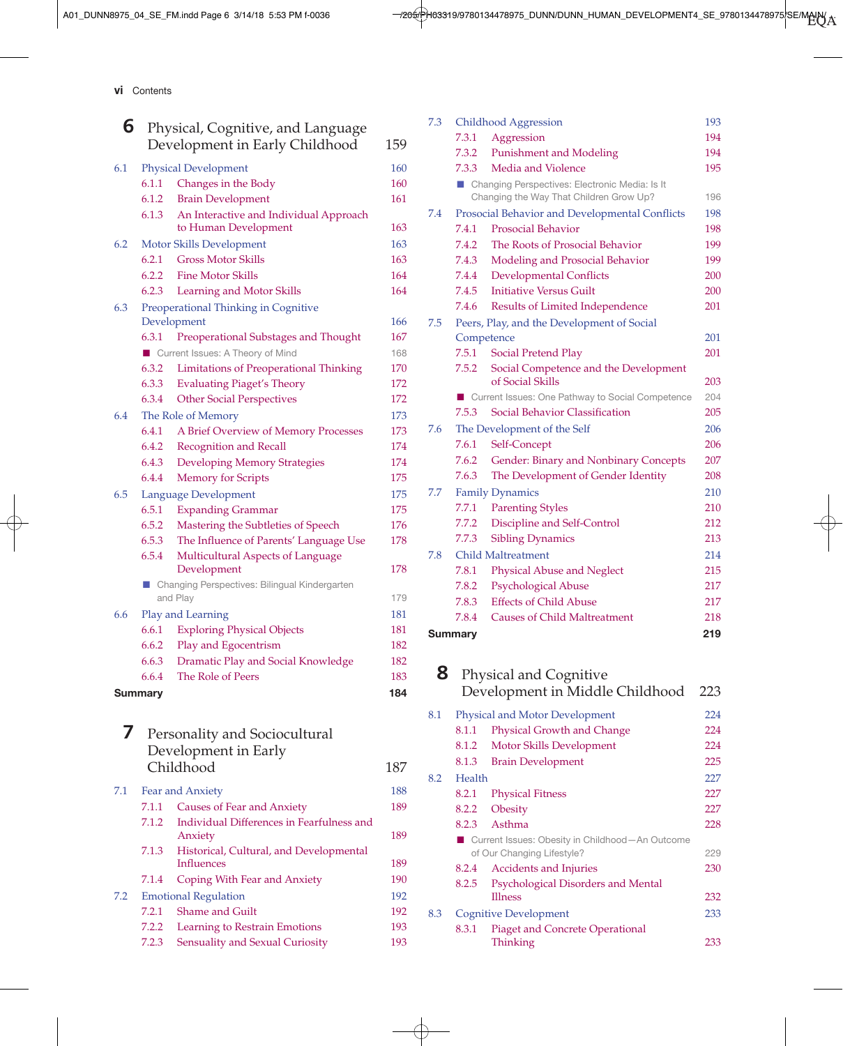## 6 Physical, Cognitive, and Language Development in Early Childhood 159

- 6.1 Physical Development 160
  - 6.1.1 Changes in the Body 160
  - 6.1.2 Brain Development 161
  - 6.1.3 An Interactive and Individual Approach to Human Development 163
- 6.2 Motor Skills Development 163
  - 6.2.1 Gross Motor Skills 163
  - 6.2.2 Fine Motor Skills 164
  - 6.2.3 Learning and Motor Skills 164
- 6.3 Preoperational Thinking in Cognitive Development 166
  - 6.3.1 Preoperational Substages and Thought 167
  - Current Issues: A Theory of Mind 168
  - 6.3.2 Limitations of Preoperational Thinking 170
  - 6.3.3 Evaluating Piaget's Theory 172
  - 6.3.4 Other Social Perspectives 172
- 6.4 The Role of Memory 173
  - 6.4.1 A Brief Overview of Memory Processes 173
  - 6.4.2 Recognition and Recall 174
  - 6.4.3 Developing Memory Strategies 174
  - 6.4.4 Memory for Scripts 175
- 6.5 Language Development 175
  - 6.5.1 Expanding Grammar 175
  - 6.5.2 Mastering the Subtleties of Speech 176
  - 6.5.3 The Influence of Parents' Language Use 178
  - 6.5.4 Multicultural Aspects of Language Development 178
  - Changing Perspectives: Bilingual Kindergarten and Play 179
- 6.6 Play and Learning 181
  - 6.6.1 Exploring Physical Objects 181
  - 6.6.2 Play and Egocentrism 182
  - 6.6.3 Dramatic Play and Social Knowledge 182
  - 6.6.4 The Role of Peers 183

**Summary 184**

## 7 Personality and Sociocultural Development in Early Childhood 187

- 7.1 Fear and Anxiety 188
  - 7.1.1 Causes of Fear and Anxiety 189
  - 7.1.2 Individual Differences in Fearfulness and Anxiety 189
  - 7.1.3 Historical, Cultural, and Developmental Influences 189
  - 7.1.4 Coping With Fear and Anxiety 190
- 7.2 Emotional Regulation 192
  - 7.2.1 Shame and Guilt 192
  - 7.2.2 Learning to Restrain Emotions 193
  - 7.2.3 Sensuality and Sexual Curiosity 193
- 7.3 Childhood Aggression 193
  - 7.3.1 Aggression 194
  - 7.3.2 Punishment and Modeling 194
  - 7.3.3 Media and Violence 195
  - Changing Perspectives: Electronic Media: Is It Changing the Way That Children Grow Up? 196
- 7.4 Prosocial Behavior and Developmental Conflicts 198
  - 7.4.1 Prosocial Behavior 198
  - 7.4.2 The Roots of Prosocial Behavior 199
  - 7.4.3 Modeling and Prosocial Behavior 199
  - 7.4.4 Developmental Conflicts 200
  - 7.4.5 Initiative Versus Guilt 200
  - 7.4.6 Results of Limited Independence 201
- 7.5 Peers, Play, and the Development of Social Competence 201
  - 7.5.1 Social Pretend Play 201
  - 7.5.2 Social Competence and the Development of Social Skills 203
  - Current Issues: One Pathway to Social Competence 204
  - 7.5.3 Social Behavior Classification 205
- 7.6 The Development of the Self 206
  - 7.6.1 Self-Concept 206
  - 7.6.2 Gender: Binary and Nonbinary Concepts 207
  - 7.6.3 The Development of Gender Identity 208
- 7.7 Family Dynamics 210
  - 7.7.1 Parenting Styles 210
  - 7.7.2 Discipline and Self-Control 212
  - 7.7.3 Sibling Dynamics 213
- 7.8 Child Maltreatment 214
  - 7.8.1 Physical Abuse and Neglect 215
  - 7.8.2 Psychological Abuse 217
  - 7.8.3 Effects of Child Abuse 217
  - 7.8.4 Causes of Child Maltreatment 218

**Summary 219**

## 8 Physical and Cognitive Development in Middle Childhood 223

- 8.1 Physical and Motor Development 224
  - 8.1.1 Physical Growth and Change 224
  - 8.1.2 Motor Skills Development 224
  - 8.1.3 Brain Development 225
- 8.2 Health 227
  - 8.2.1 Physical Fitness 227
  - 8.2.2 Obesity 227
  - 8.2.3 Asthma 228
  - Current Issues: Obesity in Childhood—An Outcome of Our Changing Lifestyle? 229
  - 8.2.4 Accidents and Injuries 230
  - 8.2.5 Psychological Disorders and Mental Illness 232
- 8.3 Cognitive Development 233
  - 8.3.1 Piaget and Concrete Operational Thinking 233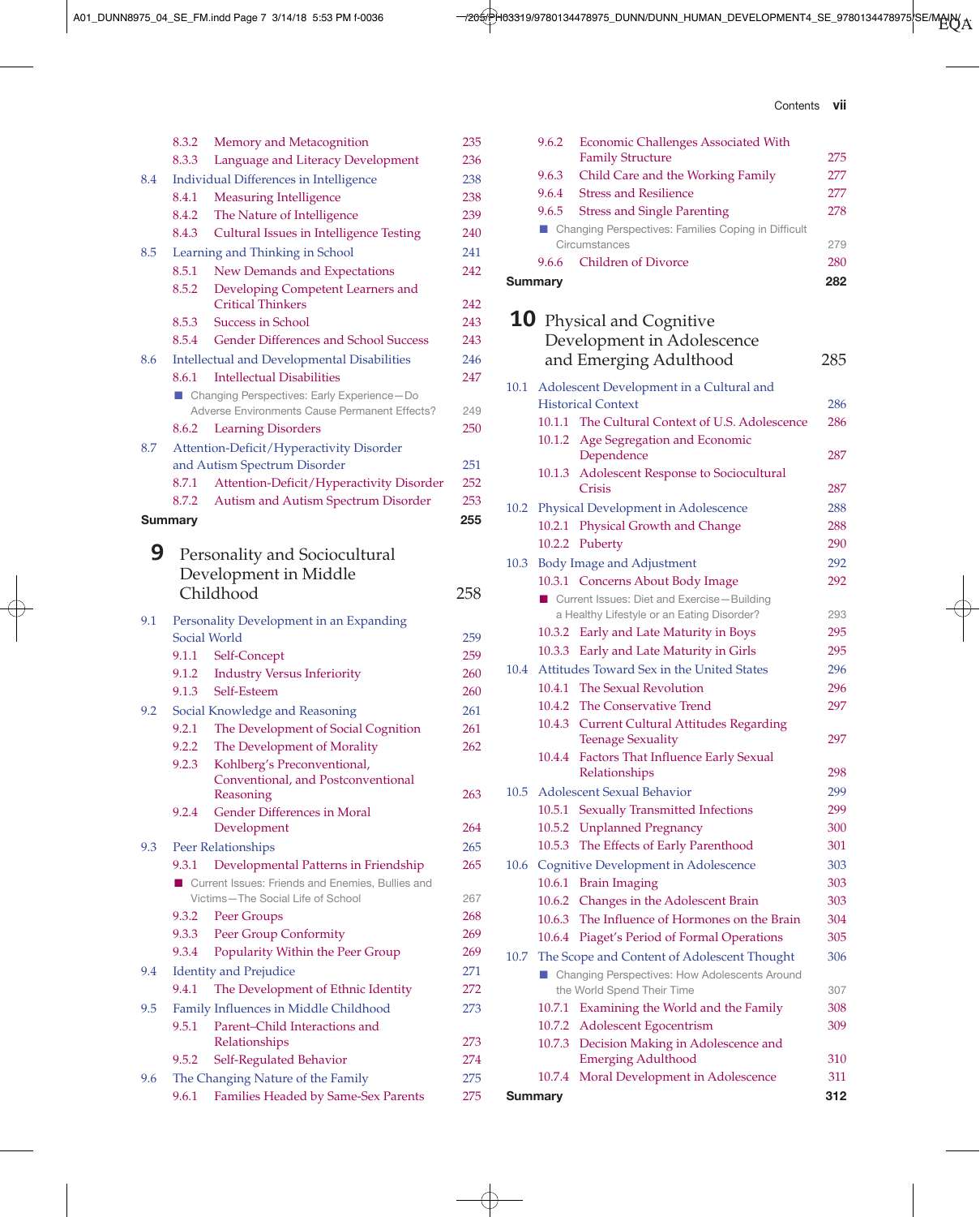- 8.3.2 Memory and Metacognition 235
- 8.3.3 Language and Literacy Development 236

8.4 Individual Differences in Intelligence 238
- 8.4.1 Measuring Intelligence 238
- 8.4.2 The Nature of Intelligence 239
- 8.4.3 Cultural Issues in Intelligence Testing 240

8.5 Learning and Thinking in School 241
- 8.5.1 New Demands and Expectations 242
- 8.5.2 Developing Competent Learners and Critical Thinkers 242
- 8.5.3 Success in School 243
- 8.5.4 Gender Differences and School Success 243

8.6 Intellectual and Developmental Disabilities 246
- 8.6.1 Intellectual Disabilities 247
- Changing Perspectives: Early Experience—Do Adverse Environments Cause Permanent Effects? 249
- 8.6.2 Learning Disorders 250

8.7 Attention-Deficit/Hyperactivity Disorder and Autism Spectrum Disorder 251
- 8.7.1 Attention-Deficit/Hyperactivity Disorder 252
- 8.7.2 Autism and Autism Spectrum Disorder 253

**Summary** **255**

# 9 Personality and Sociocultural Development in Middle Childhood 258

9.1 Personality Development in an Expanding Social World 259
- 9.1.1 Self-Concept 259
- 9.1.2 Industry Versus Inferiority 260
- 9.1.3 Self-Esteem 260

9.2 Social Knowledge and Reasoning 261
- 9.2.1 The Development of Social Cognition 261
- 9.2.2 The Development of Morality 262
- 9.2.3 Kohlberg's Preconventional, Conventional, and Postconventional Reasoning 263
- 9.2.4 Gender Differences in Moral Development 264

9.3 Peer Relationships 265
- 9.3.1 Developmental Patterns in Friendship 265
- Current Issues: Friends and Enemies, Bullies and Victims—The Social Life of School 267
- 9.3.2 Peer Groups 268
- 9.3.3 Peer Group Conformity 269
- 9.3.4 Popularity Within the Peer Group 269

9.4 Identity and Prejudice 271
- 9.4.1 The Development of Ethnic Identity 272

9.5 Family Influences in Middle Childhood 273
- 9.5.1 Parent–Child Interactions and Relationships 273
- 9.5.2 Self-Regulated Behavior 274

9.6 The Changing Nature of the Family 275
- 9.6.1 Families Headed by Same-Sex Parents 275
- 9.6.2 Economic Challenges Associated With Family Structure 275
- 9.6.3 Child Care and the Working Family 277
- 9.6.4 Stress and Resilience 277
- 9.6.5 Stress and Single Parenting 278
- Changing Perspectives: Families Coping in Difficult Circumstances 279
- 9.6.6 Children of Divorce 280

**Summary** **282**

# 10 Physical and Cognitive Development in Adolescence and Emerging Adulthood 285

10.1 Adolescent Development in a Cultural and Historical Context 286
- 10.1.1 The Cultural Context of U.S. Adolescence 286
- 10.1.2 Age Segregation and Economic Dependence 287
- 10.1.3 Adolescent Response to Sociocultural Crisis 287

10.2 Physical Development in Adolescence 288
- 10.2.1 Physical Growth and Change 288
- 10.2.2 Puberty 290

10.3 Body Image and Adjustment 292
- 10.3.1 Concerns About Body Image 292
- Current Issues: Diet and Exercise—Building a Healthy Lifestyle or an Eating Disorder? 293
- 10.3.2 Early and Late Maturity in Boys 295
- 10.3.3 Early and Late Maturity in Girls 295

10.4 Attitudes Toward Sex in the United States 296
- 10.4.1 The Sexual Revolution 296
- 10.4.2 The Conservative Trend 297
- 10.4.3 Current Cultural Attitudes Regarding Teenage Sexuality 297
- 10.4.4 Factors That Influence Early Sexual Relationships 298

10.5 Adolescent Sexual Behavior 299
- 10.5.1 Sexually Transmitted Infections 299
- 10.5.2 Unplanned Pregnancy 300
- 10.5.3 The Effects of Early Parenthood 301

10.6 Cognitive Development in Adolescence 303
- 10.6.1 Brain Imaging 303
- 10.6.2 Changes in the Adolescent Brain 303
- 10.6.3 The Influence of Hormones on the Brain 304
- 10.6.4 Piaget's Period of Formal Operations 305

10.7 The Scope and Content of Adolescent Thought 306
- Changing Perspectives: How Adolescents Around the World Spend Their Time 307
- 10.7.1 Examining the World and the Family 308
- 10.7.2 Adolescent Egocentrism 309
- 10.7.3 Decision Making in Adolescence and Emerging Adulthood 310
- 10.7.4 Moral Development in Adolescence 311

**Summary** **312**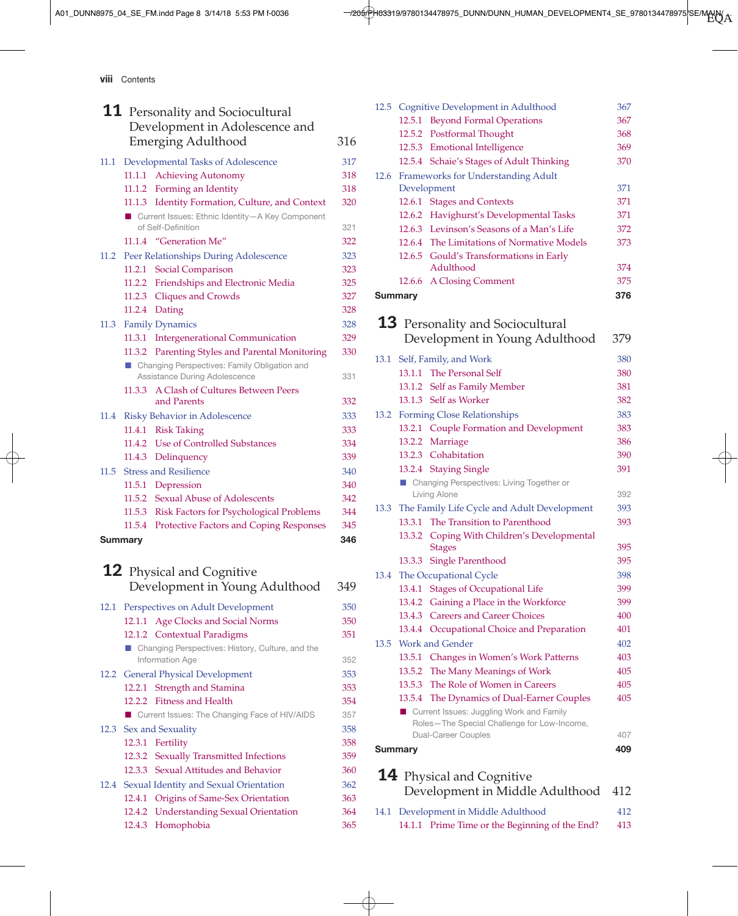## 11 Personality and Sociocultural Development in Adolescence and Emerging Adulthood 316

- 11.1 Developmental Tasks of Adolescence 317
  - 11.1.1 Achieving Autonomy 318
  - 11.1.2 Forming an Identity 318
  - 11.1.3 Identity Formation, Culture, and Context 320
  - Current Issues: Ethnic Identity—A Key Component of Self-Definition 321
  - 11.1.4 "Generation Me" 322
- 11.2 Peer Relationships During Adolescence 323
  - 11.2.1 Social Comparison 323
  - 11.2.2 Friendships and Electronic Media 325
  - 11.2.3 Cliques and Crowds 327
  - 11.2.4 Dating 328
- 11.3 Family Dynamics 328
  - 11.3.1 Intergenerational Communication 329
  - 11.3.2 Parenting Styles and Parental Monitoring 330
  - Changing Perspectives: Family Obligation and Assistance During Adolescence 331
  - 11.3.3 A Clash of Cultures Between Peers and Parents 332
- 11.4 Risky Behavior in Adolescence 333
  - 11.4.1 Risk Taking 333
  - 11.4.2 Use of Controlled Substances 334
  - 11.4.3 Delinquency 339
- 11.5 Stress and Resilience 340
  - 11.5.1 Depression 340
  - 11.5.2 Sexual Abuse of Adolescents 342
  - 11.5.3 Risk Factors for Psychological Problems 344
  - 11.5.4 Protective Factors and Coping Responses 345

**Summary** **346**

## 12 Physical and Cognitive Development in Young Adulthood 349

- 12.1 Perspectives on Adult Development 350
  - 12.1.1 Age Clocks and Social Norms 350
  - 12.1.2 Contextual Paradigms 351
  - Changing Perspectives: History, Culture, and the Information Age 352
- 12.2 General Physical Development 353
  - 12.2.1 Strength and Stamina 353
  - 12.2.2 Fitness and Health 354
  - Current Issues: The Changing Face of HIV/AIDS 357
- 12.3 Sex and Sexuality 358
  - 12.3.1 Fertility 358
  - 12.3.2 Sexually Transmitted Infections 359
  - 12.3.3 Sexual Attitudes and Behavior 360
- 12.4 Sexual Identity and Sexual Orientation 362
  - 12.4.1 Origins of Same-Sex Orientation 363
  - 12.4.2 Understanding Sexual Orientation 364
  - 12.4.3 Homophobia 365
- 12.5 Cognitive Development in Adulthood 367
  - 12.5.1 Beyond Formal Operations 367
  - 12.5.2 Postformal Thought 368
  - 12.5.3 Emotional Intelligence 369
  - 12.5.4 Schaie's Stages of Adult Thinking 370
- 12.6 Frameworks for Understanding Adult Development 371
  - 12.6.1 Stages and Contexts 371
  - 12.6.2 Havighurst's Developmental Tasks 371
  - 12.6.3 Levinson's Seasons of a Man's Life 372
  - 12.6.4 The Limitations of Normative Models 373
  - 12.6.5 Gould's Transformations in Early Adulthood 374
  - 12.6.6 A Closing Comment 375

**Summary** **376**

## 13 Personality and Sociocultural Development in Young Adulthood 379

- 13.1 Self, Family, and Work 380
  - 13.1.1 The Personal Self 380
  - 13.1.2 Self as Family Member 381
  - 13.1.3 Self as Worker 382
- 13.2 Forming Close Relationships 383
  - 13.2.1 Couple Formation and Development 383
  - 13.2.2 Marriage 386
  - 13.2.3 Cohabitation 390
  - 13.2.4 Staying Single 391
  - Changing Perspectives: Living Together or Living Alone 392
- 13.3 The Family Life Cycle and Adult Development 393
  - 13.3.1 The Transition to Parenthood 393
  - 13.3.2 Coping With Children's Developmental Stages 395
  - 13.3.3 Single Parenthood 395
- 13.4 The Occupational Cycle 398
  - 13.4.1 Stages of Occupational Life 399
  - 13.4.2 Gaining a Place in the Workforce 399
  - 13.4.3 Careers and Career Choices 400
  - 13.4.4 Occupational Choice and Preparation 401
- 13.5 Work and Gender 402
  - 13.5.1 Changes in Women's Work Patterns 403
  - 13.5.2 The Many Meanings of Work 405
  - 13.5.3 The Role of Women in Careers 405
  - 13.5.4 The Dynamics of Dual-Earner Couples 405
  - Current Issues: Juggling Work and Family Roles—The Special Challenge for Low-Income, Dual-Career Couples 407

**Summary** **409**

## 14 Physical and Cognitive Development in Middle Adulthood 412

- 14.1 Development in Middle Adulthood 412
  - 14.1.1 Prime Time or the Beginning of the End? 413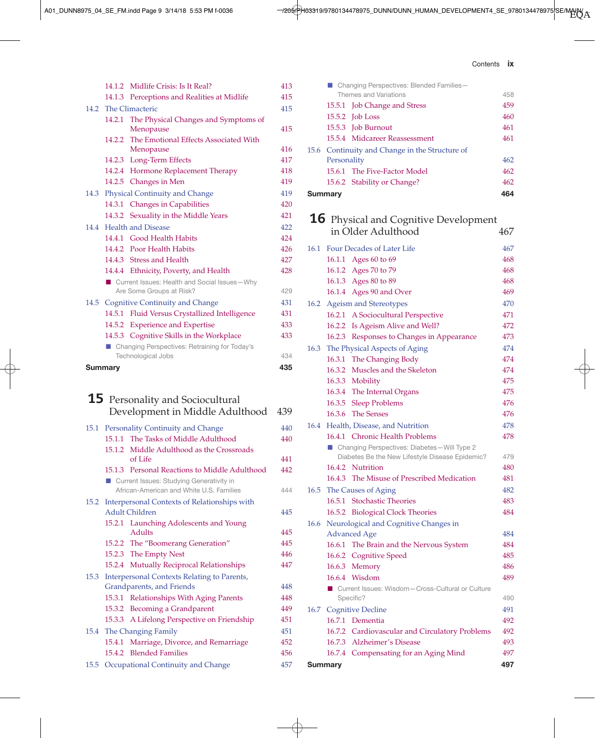14.1.2 Midlife Crisis: Is It Real? 413
14.1.3 Perceptions and Realities at Midlife 415

14.2 The Climacteric 415
14.2.1 The Physical Changes and Symptoms of Menopause 415
14.2.2 The Emotional Effects Associated With Menopause 416
14.2.3 Long-Term Effects 417
14.2.4 Hormone Replacement Therapy 418
14.2.5 Changes in Men 419

14.3 Physical Continuity and Change 419
14.3.1 Changes in Capabilities 420
14.3.2 Sexuality in the Middle Years 421

14.4 Health and Disease 422
14.4.1 Good Health Habits 424
14.4.2 Poor Health Habits 426
14.4.3 Stress and Health 427
14.4.4 Ethnicity, Poverty, and Health 428
- Current Issues: Health and Social Issues—Why Are Some Groups at Risk? 429

14.5 Cognitive Continuity and Change 431
14.5.1 Fluid Versus Crystallized Intelligence 431
14.5.2 Experience and Expertise 433
14.5.3 Cognitive Skills in the Workplace 433
- Changing Perspectives: Retraining for Today's Technological Jobs 434

**Summary** **435**

## 15 Personality and Sociocultural Development in Middle Adulthood 439

15.1 Personality Continuity and Change 440
15.1.1 The Tasks of Middle Adulthood 440
15.1.2 Middle Adulthood as the Crossroads of Life 441
15.1.3 Personal Reactions to Middle Adulthood 442
- Current Issues: Studying Generativity in African-American and White U.S. Families 444

15.2 Interpersonal Contexts of Relationships with Adult Children 445
15.2.1 Launching Adolescents and Young Adults 445
15.2.2 The "Boomerang Generation" 445
15.2.3 The Empty Nest 446
15.2.4 Mutually Reciprocal Relationships 447

15.3 Interpersonal Contexts Relating to Parents, Grandparents, and Friends 448
15.3.1 Relationships With Aging Parents 448
15.3.2 Becoming a Grandparent 449
15.3.3 A Lifelong Perspective on Friendship 451

15.4 The Changing Family 451
15.4.1 Marriage, Divorce, and Remarriage 452
15.4.2 Blended Families 456

15.5 Occupational Continuity and Change 457
- Changing Perspectives: Blended Families—Themes and Variations 458

15.5.1 Job Change and Stress 459
15.5.2 Job Loss 460
15.5.3 Job Burnout 461
15.5.4 Midcareer Reassessment 461

15.6 Continuity and Change in the Structure of Personality 462
15.6.1 The Five-Factor Model 462
15.6.2 Stability or Change? 462

**Summary** **464**

## 16 Physical and Cognitive Development in Older Adulthood 467

16.1 Four Decades of Later Life 467
16.1.1 Ages 60 to 69 468
16.1.2 Ages 70 to 79 468
16.1.3 Ages 80 to 89 468
16.1.4 Ages 90 and Over 469

16.2 Ageism and Stereotypes 470
16.2.1 A Sociocultural Perspective 471
16.2.2 Is Ageism Alive and Well? 472
16.2.3 Responses to Changes in Appearance 473

16.3 The Physical Aspects of Aging 474
16.3.1 The Changing Body 474
16.3.2 Muscles and the Skeleton 474
16.3.3 Mobility 475
16.3.4 The Internal Organs 475
16.3.5 Sleep Problems 476
16.3.6 The Senses 476

16.4 Health, Disease, and Nutrition 478
16.4.1 Chronic Health Problems 478
- Changing Perspectives: Diabetes—Will Type 2 Diabetes Be the New Lifestyle Disease Epidemic? 479

16.4.2 Nutrition 480
16.4.3 The Misuse of Prescribed Medication 481

16.5 The Causes of Aging 482
16.5.1 Stochastic Theories 483
16.5.2 Biological Clock Theories 484

16.6 Neurological and Cognitive Changes in Advanced Age 484
16.6.1 The Brain and the Nervous System 484
16.6.2 Cognitive Speed 485
16.6.3 Memory 486
16.6.4 Wisdom 489
- Current Issues: Wisdom—Cross-Cultural or Culture Specific? 490

16.7 Cognitive Decline 491
16.7.1 Dementia 492
16.7.2 Cardiovascular and Circulatory Problems 492
16.7.3 Alzheimer's Disease 493
16.7.4 Compensating for an Aging Mind 497

**Summary** **497**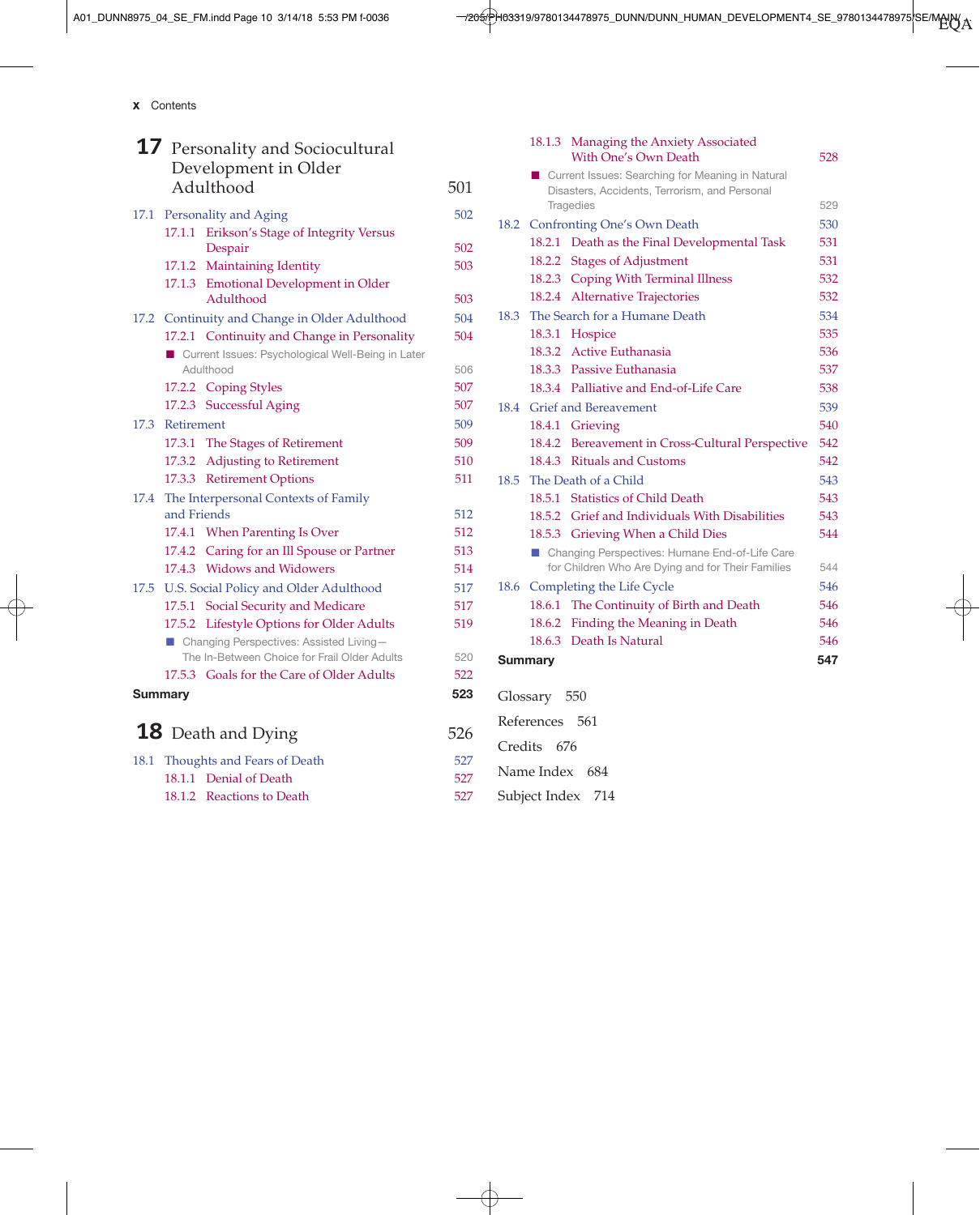# 17 Personality and Sociocultural Development in Older Adulthood 501

17.1 Personality and Aging 502
- 17.1.1 Erikson's Stage of Integrity Versus Despair 502
- 17.1.2 Maintaining Identity 503
- 17.1.3 Emotional Development in Older Adulthood 503

17.2 Continuity and Change in Older Adulthood 504
- 17.2.1 Continuity and Change in Personality 504
- ■ Current Issues: Psychological Well-Being in Later Adulthood 506
- 17.2.2 Coping Styles 507
- 17.2.3 Successful Aging 507

17.3 Retirement 509
- 17.3.1 The Stages of Retirement 509
- 17.3.2 Adjusting to Retirement 510
- 17.3.3 Retirement Options 511

17.4 The Interpersonal Contexts of Family and Friends 512
- 17.4.1 When Parenting Is Over 512
- 17.4.2 Caring for an Ill Spouse or Partner 513
- 17.4.3 Widows and Widowers 514

17.5 U.S. Social Policy and Older Adulthood 517
- 17.5.1 Social Security and Medicare 517
- 17.5.2 Lifestyle Options for Older Adults 519
- ■ Changing Perspectives: Assisted Living—The In-Between Choice for Frail Older Adults 520
- 17.5.3 Goals for the Care of Older Adults 522

**Summary** 523

# 18 Death and Dying 526

18.1 Thoughts and Fears of Death 527
- 18.1.1 Denial of Death 527
- 18.1.2 Reactions to Death 527
- 18.1.3 Managing the Anxiety Associated With One's Own Death 528
- ■ Current Issues: Searching for Meaning in Natural Disasters, Accidents, Terrorism, and Personal Tragedies 529

18.2 Confronting One's Own Death 530
- 18.2.1 Death as the Final Developmental Task 531
- 18.2.2 Stages of Adjustment 531
- 18.2.3 Coping With Terminal Illness 532
- 18.2.4 Alternative Trajectories 532

18.3 The Search for a Humane Death 534
- 18.3.1 Hospice 535
- 18.3.2 Active Euthanasia 536
- 18.3.3 Passive Euthanasia 537
- 18.3.4 Palliative and End-of-Life Care 538

18.4 Grief and Bereavement 539
- 18.4.1 Grieving 540
- 18.4.2 Bereavement in Cross-Cultural Perspective 542
- 18.4.3 Rituals and Customs 542

18.5 The Death of a Child 543
- 18.5.1 Statistics of Child Death 543
- 18.5.2 Grief and Individuals With Disabilities 543
- 18.5.3 Grieving When a Child Dies 544
- ■ Changing Perspectives: Humane End-of-Life Care for Children Who Are Dying and for Their Families 544

18.6 Completing the Life Cycle 546
- 18.6.1 The Continuity of Birth and Death 546
- 18.6.2 Finding the Meaning in Death 546
- 18.6.3 Death Is Natural 546

**Summary** 547

Glossary 550

References 561

Credits 676

Name Index 684

Subject Index 714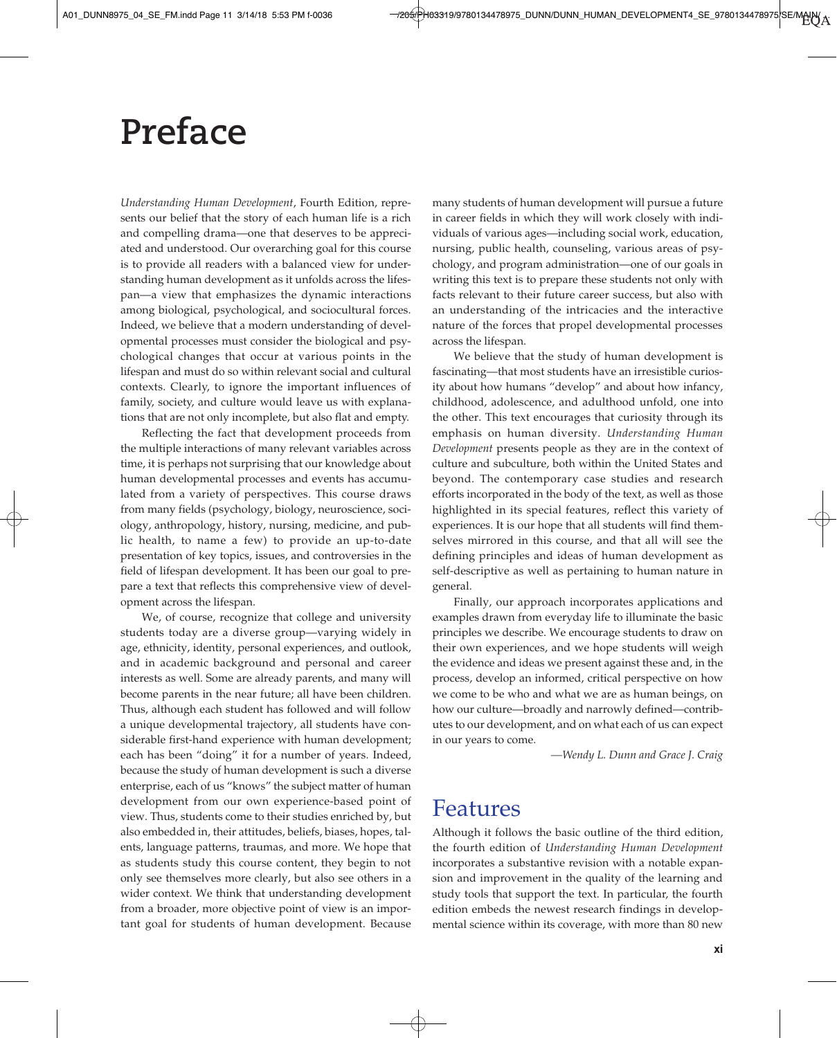# Preface

*Understanding Human Development*, Fourth Edition, represents our belief that the story of each human life is a rich and compelling drama—one that deserves to be appreciated and understood. Our overarching goal for this course is to provide all readers with a balanced view for understanding human development as it unfolds across the lifespan—a view that emphasizes the dynamic interactions among biological, psychological, and sociocultural forces. Indeed, we believe that a modern understanding of developmental processes must consider the biological and psychological changes that occur at various points in the lifespan and must do so within relevant social and cultural contexts. Clearly, to ignore the important influences of family, society, and culture would leave us with explanations that are not only incomplete, but also flat and empty.

Reflecting the fact that development proceeds from the multiple interactions of many relevant variables across time, it is perhaps not surprising that our knowledge about human developmental processes and events has accumulated from a variety of perspectives. This course draws from many fields (psychology, biology, neuroscience, sociology, anthropology, history, nursing, medicine, and public health, to name a few) to provide an up-to-date presentation of key topics, issues, and controversies in the field of lifespan development. It has been our goal to prepare a text that reflects this comprehensive view of development across the lifespan.

We, of course, recognize that college and university students today are a diverse group—varying widely in age, ethnicity, identity, personal experiences, and outlook, and in academic background and personal and career interests as well. Some are already parents, and many will become parents in the near future; all have been children. Thus, although each student has followed and will follow a unique developmental trajectory, all students have considerable first-hand experience with human development; each has been "doing" it for a number of years. Indeed, because the study of human development is such a diverse enterprise, each of us "knows" the subject matter of human development from our own experience-based point of view. Thus, students come to their studies enriched by, but also embedded in, their attitudes, beliefs, biases, hopes, talents, language patterns, traumas, and more. We hope that as students study this course content, they begin to not only see themselves more clearly, but also see others in a wider context. We think that understanding development from a broader, more objective point of view is an important goal for students of human development. Because many students of human development will pursue a future in career fields in which they will work closely with individuals of various ages—including social work, education, nursing, public health, counseling, various areas of psychology, and program administration—one of our goals in writing this text is to prepare these students not only with facts relevant to their future career success, but also with an understanding of the intricacies and the interactive nature of the forces that propel developmental processes across the lifespan.

We believe that the study of human development is fascinating—that most students have an irresistible curiosity about how humans "develop" and about how infancy, childhood, adolescence, and adulthood unfold, one into the other. This text encourages that curiosity through its emphasis on human diversity. *Understanding Human Development* presents people as they are in the context of culture and subculture, both within the United States and beyond. The contemporary case studies and research efforts incorporated in the body of the text, as well as those highlighted in its special features, reflect this variety of experiences. It is our hope that all students will find themselves mirrored in this course, and that all will see the defining principles and ideas of human development as self-descriptive as well as pertaining to human nature in general.

Finally, our approach incorporates applications and examples drawn from everyday life to illuminate the basic principles we describe. We encourage students to draw on their own experiences, and we hope students will weigh the evidence and ideas we present against these and, in the process, develop an informed, critical perspective on how we come to be who and what we are as human beings, on how our culture—broadly and narrowly defined—contributes to our development, and on what each of us can expect in our years to come.

*—Wendy L. Dunn and Grace J. Craig*

## Features

Although it follows the basic outline of the third edition, the fourth edition of *Understanding Human Development* incorporates a substantive revision with a notable expansion and improvement in the quality of the learning and study tools that support the text. In particular, the fourth edition embeds the newest research findings in developmental science within its coverage, with more than 80 new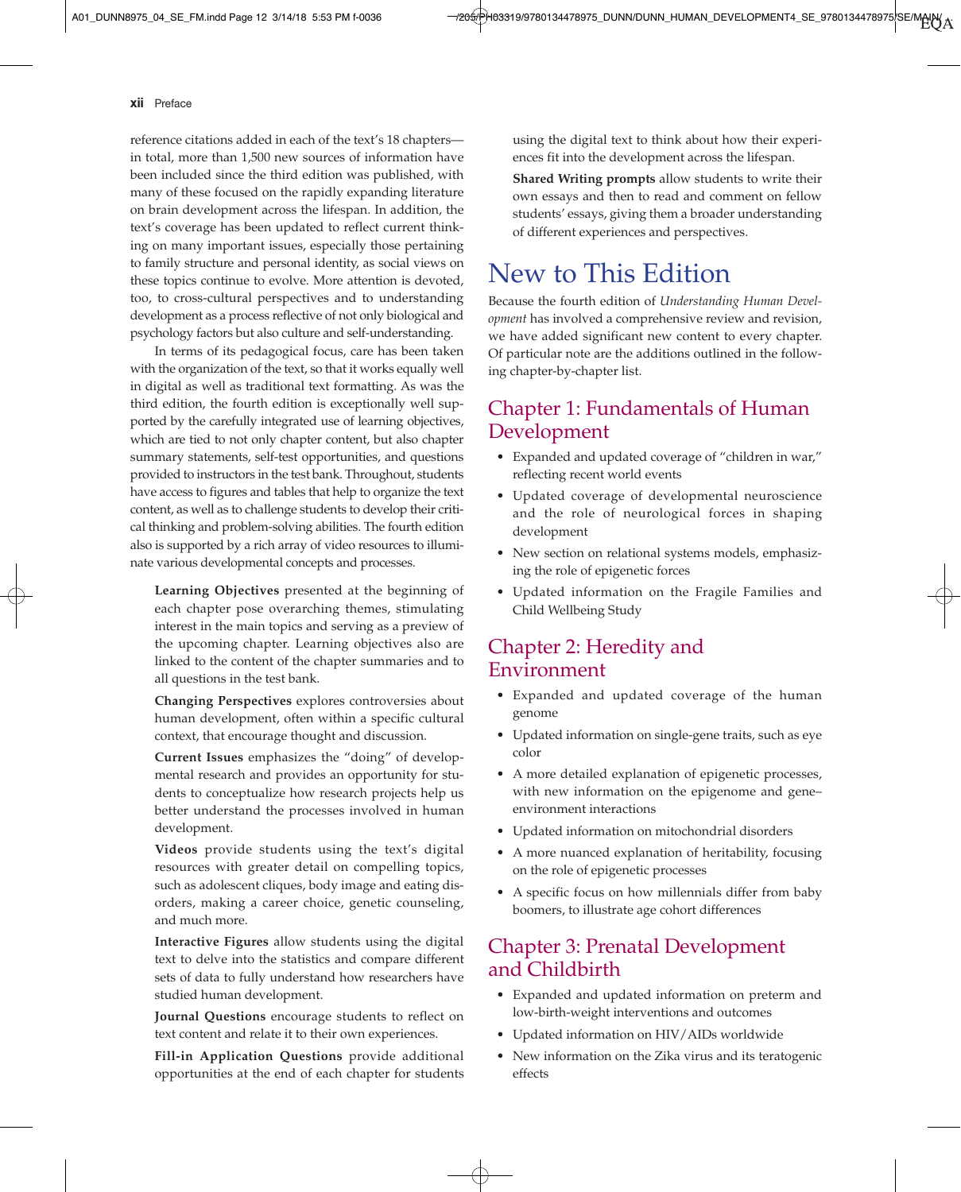reference citations added in each of the text's 18 chapters—in total, more than 1,500 new sources of information have been included since the third edition was published, with many of these focused on the rapidly expanding literature on brain development across the lifespan. In addition, the text's coverage has been updated to reflect current thinking on many important issues, especially those pertaining to family structure and personal identity, as social views on these topics continue to evolve. More attention is devoted, too, to cross-cultural perspectives and to understanding development as a process reflective of not only biological and psychology factors but also culture and self-understanding.

In terms of its pedagogical focus, care has been taken with the organization of the text, so that it works equally well in digital as well as traditional text formatting. As was the third edition, the fourth edition is exceptionally well supported by the carefully integrated use of learning objectives, which are tied to not only chapter content, but also chapter summary statements, self-test opportunities, and questions provided to instructors in the test bank. Throughout, students have access to figures and tables that help to organize the text content, as well as to challenge students to develop their critical thinking and problem-solving abilities. The fourth edition also is supported by a rich array of video resources to illuminate various developmental concepts and processes.

**Learning Objectives** presented at the beginning of each chapter pose overarching themes, stimulating interest in the main topics and serving as a preview of the upcoming chapter. Learning objectives also are linked to the content of the chapter summaries and to all questions in the test bank.

**Changing Perspectives** explores controversies about human development, often within a specific cultural context, that encourage thought and discussion.

**Current Issues** emphasizes the "doing" of developmental research and provides an opportunity for students to conceptualize how research projects help us better understand the processes involved in human development.

**Videos** provide students using the text's digital resources with greater detail on compelling topics, such as adolescent cliques, body image and eating disorders, making a career choice, genetic counseling, and much more.

**Interactive Figures** allow students using the digital text to delve into the statistics and compare different sets of data to fully understand how researchers have studied human development.

**Journal Questions** encourage students to reflect on text content and relate it to their own experiences.

**Fill-in Application Questions** provide additional opportunities at the end of each chapter for students using the digital text to think about how their experiences fit into the development across the lifespan.

**Shared Writing prompts** allow students to write their own essays and then to read and comment on fellow students' essays, giving them a broader understanding of different experiences and perspectives.

# New to This Edition

Because the fourth edition of *Understanding Human Development* has involved a comprehensive review and revision, we have added significant new content to every chapter. Of particular note are the additions outlined in the following chapter-by-chapter list.

## Chapter 1: Fundamentals of Human Development

- Expanded and updated coverage of "children in war," reflecting recent world events
- Updated coverage of developmental neuroscience and the role of neurological forces in shaping development
- New section on relational systems models, emphasizing the role of epigenetic forces
- Updated information on the Fragile Families and Child Wellbeing Study

## Chapter 2: Heredity and Environment

- Expanded and updated coverage of the human genome
- Updated information on single-gene traits, such as eye color
- A more detailed explanation of epigenetic processes, with new information on the epigenome and gene–environment interactions
- Updated information on mitochondrial disorders
- A more nuanced explanation of heritability, focusing on the role of epigenetic processes
- A specific focus on how millennials differ from baby boomers, to illustrate age cohort differences

## Chapter 3: Prenatal Development and Childbirth

- Expanded and updated information on preterm and low-birth-weight interventions and outcomes
- Updated information on HIV/AIDs worldwide
- New information on the Zika virus and its teratogenic effects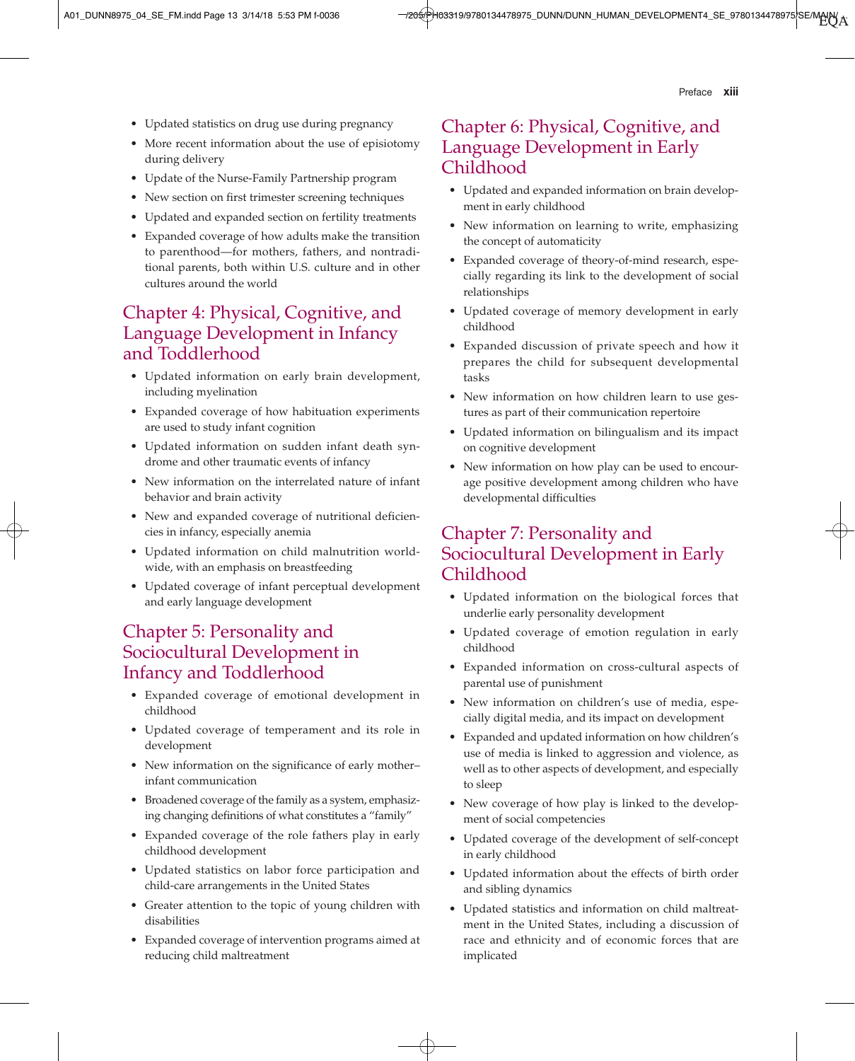- Updated statistics on drug use during pregnancy
- More recent information about the use of episiotomy during delivery
- Update of the Nurse-Family Partnership program
- New section on first trimester screening techniques
- Updated and expanded section on fertility treatments
- Expanded coverage of how adults make the transition to parenthood—for mothers, fathers, and nontraditional parents, both within U.S. culture and in other cultures around the world

## Chapter 4: Physical, Cognitive, and Language Development in Infancy and Toddlerhood

- Updated information on early brain development, including myelination
- Expanded coverage of how habituation experiments are used to study infant cognition
- Updated information on sudden infant death syndrome and other traumatic events of infancy
- New information on the interrelated nature of infant behavior and brain activity
- New and expanded coverage of nutritional deficiencies in infancy, especially anemia
- Updated information on child malnutrition worldwide, with an emphasis on breastfeeding
- Updated coverage of infant perceptual development and early language development

## Chapter 5: Personality and Sociocultural Development in Infancy and Toddlerhood

- Expanded coverage of emotional development in childhood
- Updated coverage of temperament and its role in development
- New information on the significance of early mother–infant communication
- Broadened coverage of the family as a system, emphasizing changing definitions of what constitutes a "family"
- Expanded coverage of the role fathers play in early childhood development
- Updated statistics on labor force participation and child-care arrangements in the United States
- Greater attention to the topic of young children with disabilities
- Expanded coverage of intervention programs aimed at reducing child maltreatment

## Chapter 6: Physical, Cognitive, and Language Development in Early Childhood

- Updated and expanded information on brain development in early childhood
- New information on learning to write, emphasizing the concept of automaticity
- Expanded coverage of theory-of-mind research, especially regarding its link to the development of social relationships
- Updated coverage of memory development in early childhood
- Expanded discussion of private speech and how it prepares the child for subsequent developmental tasks
- New information on how children learn to use gestures as part of their communication repertoire
- Updated information on bilingualism and its impact on cognitive development
- New information on how play can be used to encourage positive development among children who have developmental difficulties

## Chapter 7: Personality and Sociocultural Development in Early Childhood

- Updated information on the biological forces that underlie early personality development
- Updated coverage of emotion regulation in early childhood
- Expanded information on cross-cultural aspects of parental use of punishment
- New information on children's use of media, especially digital media, and its impact on development
- Expanded and updated information on how children's use of media is linked to aggression and violence, as well as to other aspects of development, and especially to sleep
- New coverage of how play is linked to the development of social competencies
- Updated coverage of the development of self-concept in early childhood
- Updated information about the effects of birth order and sibling dynamics
- Updated statistics and information on child maltreatment in the United States, including a discussion of race and ethnicity and of economic forces that are implicated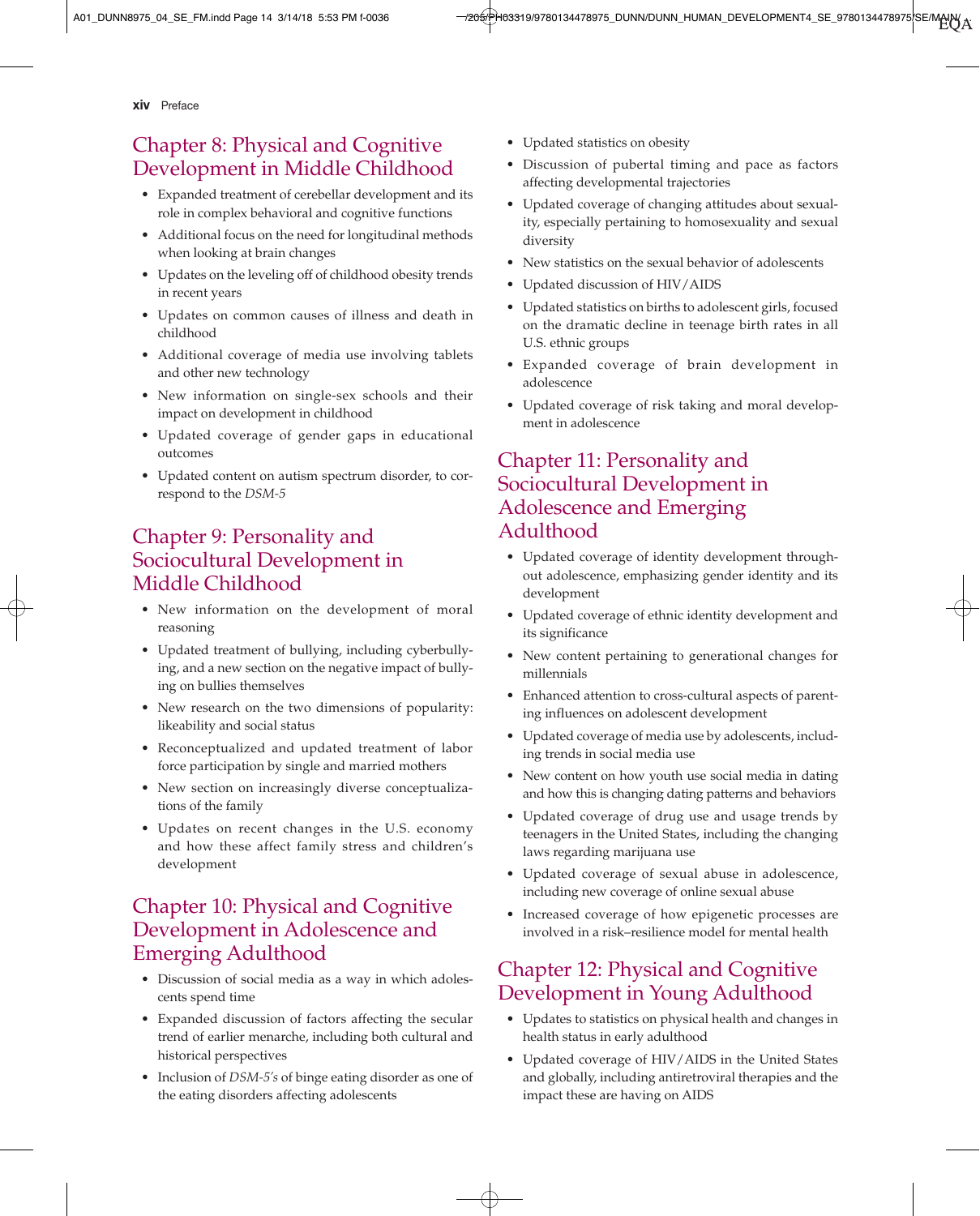## Chapter 8: Physical and Cognitive Development in Middle Childhood

- Expanded treatment of cerebellar development and its role in complex behavioral and cognitive functions
- Additional focus on the need for longitudinal methods when looking at brain changes
- Updates on the leveling off of childhood obesity trends in recent years
- Updates on common causes of illness and death in childhood
- Additional coverage of media use involving tablets and other new technology
- New information on single-sex schools and their impact on development in childhood
- Updated coverage of gender gaps in educational outcomes
- Updated content on autism spectrum disorder, to correspond to the *DSM-5*

## Chapter 9: Personality and Sociocultural Development in Middle Childhood

- New information on the development of moral reasoning
- Updated treatment of bullying, including cyberbullying, and a new section on the negative impact of bullying on bullies themselves
- New research on the two dimensions of popularity: likeability and social status
- Reconceptualized and updated treatment of labor force participation by single and married mothers
- New section on increasingly diverse conceptualizations of the family
- Updates on recent changes in the U.S. economy and how these affect family stress and children's development

## Chapter 10: Physical and Cognitive Development in Adolescence and Emerging Adulthood

- Discussion of social media as a way in which adolescents spend time
- Expanded discussion of factors affecting the secular trend of earlier menarche, including both cultural and historical perspectives
- Inclusion of *DSM-5's* of binge eating disorder as one of the eating disorders affecting adolescents
- Updated statistics on obesity
- Discussion of pubertal timing and pace as factors affecting developmental trajectories
- Updated coverage of changing attitudes about sexuality, especially pertaining to homosexuality and sexual diversity
- New statistics on the sexual behavior of adolescents
- Updated discussion of HIV/AIDS
- Updated statistics on births to adolescent girls, focused on the dramatic decline in teenage birth rates in all U.S. ethnic groups
- Expanded coverage of brain development in adolescence
- Updated coverage of risk taking and moral development in adolescence

## Chapter 11: Personality and Sociocultural Development in Adolescence and Emerging Adulthood

- Updated coverage of identity development throughout adolescence, emphasizing gender identity and its development
- Updated coverage of ethnic identity development and its significance
- New content pertaining to generational changes for millennials
- Enhanced attention to cross-cultural aspects of parenting influences on adolescent development
- Updated coverage of media use by adolescents, including trends in social media use
- New content on how youth use social media in dating and how this is changing dating patterns and behaviors
- Updated coverage of drug use and usage trends by teenagers in the United States, including the changing laws regarding marijuana use
- Updated coverage of sexual abuse in adolescence, including new coverage of online sexual abuse
- Increased coverage of how epigenetic processes are involved in a risk–resilience model for mental health

## Chapter 12: Physical and Cognitive Development in Young Adulthood

- Updates to statistics on physical health and changes in health status in early adulthood
- Updated coverage of HIV/AIDS in the United States and globally, including antiretroviral therapies and the impact these are having on AIDS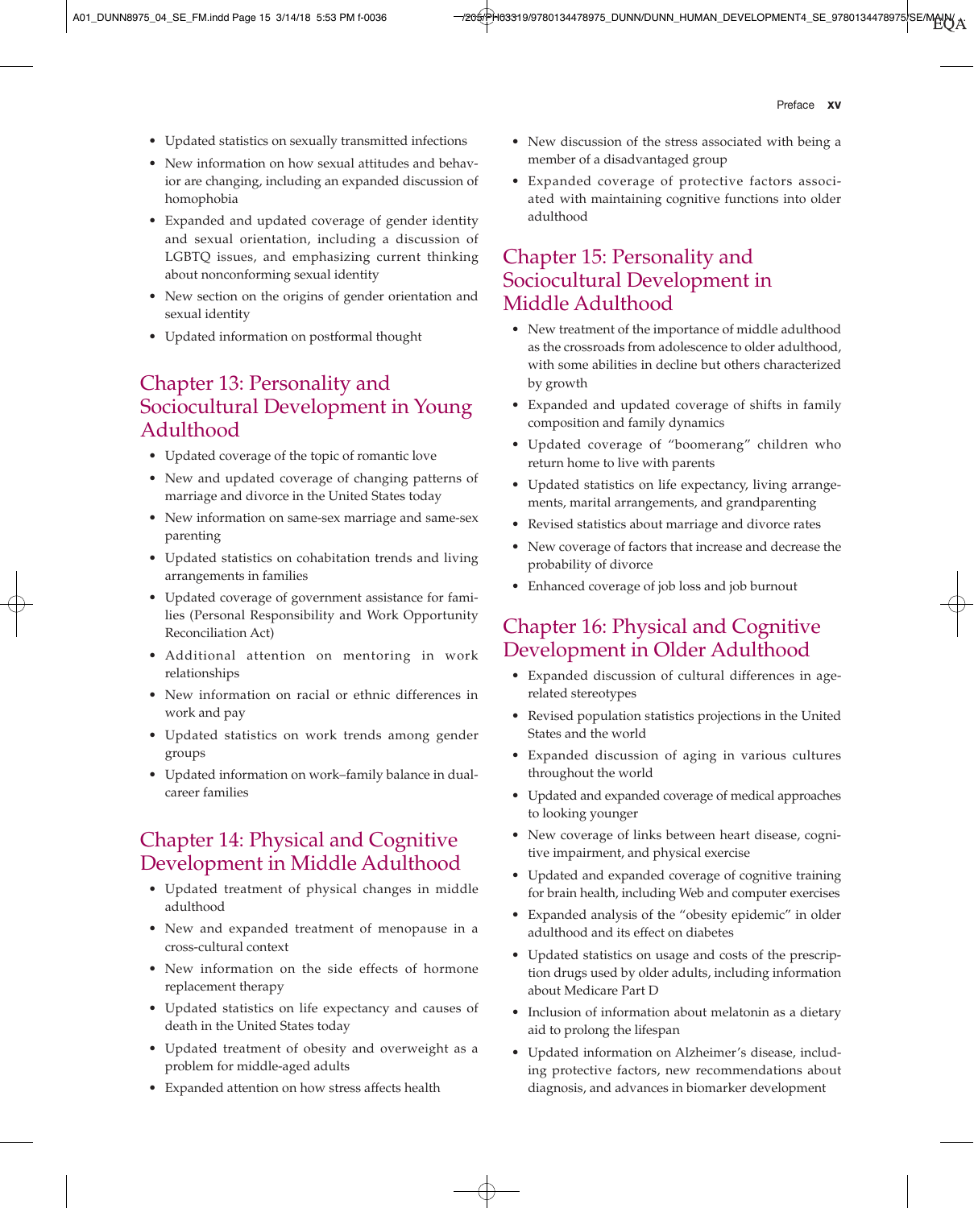- Updated statistics on sexually transmitted infections
- New information on how sexual attitudes and behavior are changing, including an expanded discussion of homophobia
- Expanded and updated coverage of gender identity and sexual orientation, including a discussion of LGBTQ issues, and emphasizing current thinking about nonconforming sexual identity
- New section on the origins of gender orientation and sexual identity
- Updated information on postformal thought

## Chapter 13: Personality and Sociocultural Development in Young Adulthood

- Updated coverage of the topic of romantic love
- New and updated coverage of changing patterns of marriage and divorce in the United States today
- New information on same-sex marriage and same-sex parenting
- Updated statistics on cohabitation trends and living arrangements in families
- Updated coverage of government assistance for families (Personal Responsibility and Work Opportunity Reconciliation Act)
- Additional attention on mentoring in work relationships
- New information on racial or ethnic differences in work and pay
- Updated statistics on work trends among gender groups
- Updated information on work–family balance in dual-career families

## Chapter 14: Physical and Cognitive Development in Middle Adulthood

- Updated treatment of physical changes in middle adulthood
- New and expanded treatment of menopause in a cross-cultural context
- New information on the side effects of hormone replacement therapy
- Updated statistics on life expectancy and causes of death in the United States today
- Updated treatment of obesity and overweight as a problem for middle-aged adults
- Expanded attention on how stress affects health
- New discussion of the stress associated with being a member of a disadvantaged group
- Expanded coverage of protective factors associated with maintaining cognitive functions into older adulthood

## Chapter 15: Personality and Sociocultural Development in Middle Adulthood

- New treatment of the importance of middle adulthood as the crossroads from adolescence to older adulthood, with some abilities in decline but others characterized by growth
- Expanded and updated coverage of shifts in family composition and family dynamics
- Updated coverage of "boomerang" children who return home to live with parents
- Updated statistics on life expectancy, living arrangements, marital arrangements, and grandparenting
- Revised statistics about marriage and divorce rates
- New coverage of factors that increase and decrease the probability of divorce
- Enhanced coverage of job loss and job burnout

## Chapter 16: Physical and Cognitive Development in Older Adulthood

- Expanded discussion of cultural differences in age-related stereotypes
- Revised population statistics projections in the United States and the world
- Expanded discussion of aging in various cultures throughout the world
- Updated and expanded coverage of medical approaches to looking younger
- New coverage of links between heart disease, cognitive impairment, and physical exercise
- Updated and expanded coverage of cognitive training for brain health, including Web and computer exercises
- Expanded analysis of the "obesity epidemic" in older adulthood and its effect on diabetes
- Updated statistics on usage and costs of the prescription drugs used by older adults, including information about Medicare Part D
- Inclusion of information about melatonin as a dietary aid to prolong the lifespan
- Updated information on Alzheimer's disease, including protective factors, new recommendations about diagnosis, and advances in biomarker development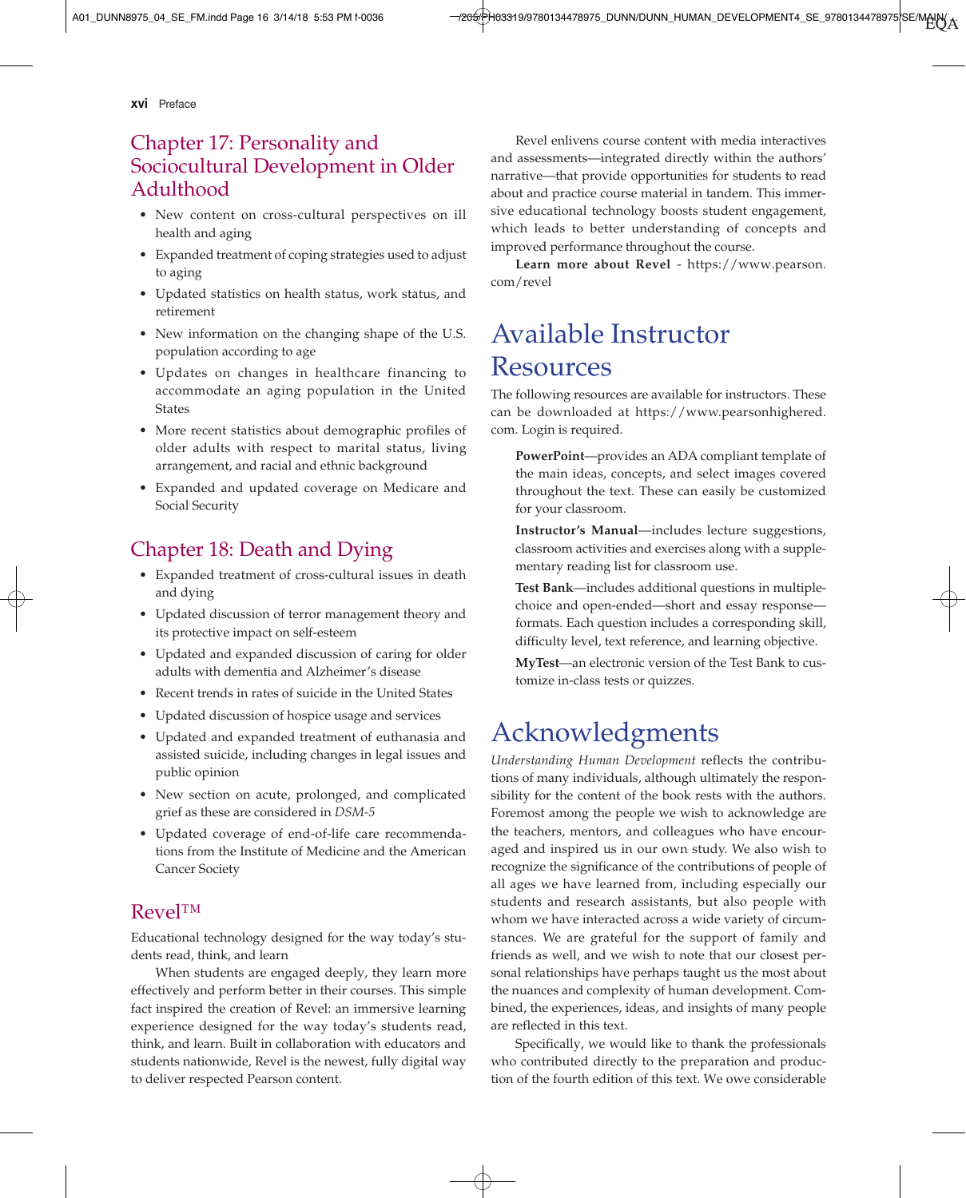## Chapter 17: Personality and Sociocultural Development in Older Adulthood

- New content on cross-cultural perspectives on ill health and aging
- Expanded treatment of coping strategies used to adjust to aging
- Updated statistics on health status, work status, and retirement
- New information on the changing shape of the U.S. population according to age
- Updates on changes in healthcare financing to accommodate an aging population in the United States
- More recent statistics about demographic profiles of older adults with respect to marital status, living arrangement, and racial and ethnic background
- Expanded and updated coverage on Medicare and Social Security

## Chapter 18: Death and Dying

- Expanded treatment of cross-cultural issues in death and dying
- Updated discussion of terror management theory and its protective impact on self-esteem
- Updated and expanded discussion of caring for older adults with dementia and Alzheimer's disease
- Recent trends in rates of suicide in the United States
- Updated discussion of hospice usage and services
- Updated and expanded treatment of euthanasia and assisted suicide, including changes in legal issues and public opinion
- New section on acute, prolonged, and complicated grief as these are considered in *DSM-5*
- Updated coverage of end-of-life care recommendations from the Institute of Medicine and the American Cancer Society

## Revel™

Educational technology designed for the way today's students read, think, and learn

When students are engaged deeply, they learn more effectively and perform better in their courses. This simple fact inspired the creation of Revel: an immersive learning experience designed for the way today's students read, think, and learn. Built in collaboration with educators and students nationwide, Revel is the newest, fully digital way to deliver respected Pearson content.

Revel enlivens course content with media interactives and assessments—integrated directly within the authors' narrative—that provide opportunities for students to read about and practice course material in tandem. This immersive educational technology boosts student engagement, which leads to better understanding of concepts and improved performance throughout the course.

**Learn more about Revel** - https://www.pearson.com/revel

# Available Instructor Resources

The following resources are available for instructors. These can be downloaded at https://www.pearsonhighered.com. Login is required.

**PowerPoint**—provides an ADA compliant template of the main ideas, concepts, and select images covered throughout the text. These can easily be customized for your classroom.

**Instructor's Manual**—includes lecture suggestions, classroom activities and exercises along with a supplementary reading list for classroom use.

**Test Bank**—includes additional questions in multiple-choice and open-ended—short and essay response—formats. Each question includes a corresponding skill, difficulty level, text reference, and learning objective.

**MyTest**—an electronic version of the Test Bank to customize in-class tests or quizzes.

# Acknowledgments

*Understanding Human Development* reflects the contributions of many individuals, although ultimately the responsibility for the content of the book rests with the authors. Foremost among the people we wish to acknowledge are the teachers, mentors, and colleagues who have encouraged and inspired us in our own study. We also wish to recognize the significance of the contributions of people of all ages we have learned from, including especially our students and research assistants, but also people with whom we have interacted across a wide variety of circumstances. We are grateful for the support of family and friends as well, and we wish to note that our closest personal relationships have perhaps taught us the most about the nuances and complexity of human development. Combined, the experiences, ideas, and insights of many people are reflected in this text.

Specifically, we would like to thank the professionals who contributed directly to the preparation and production of the fourth edition of this text. We owe considerable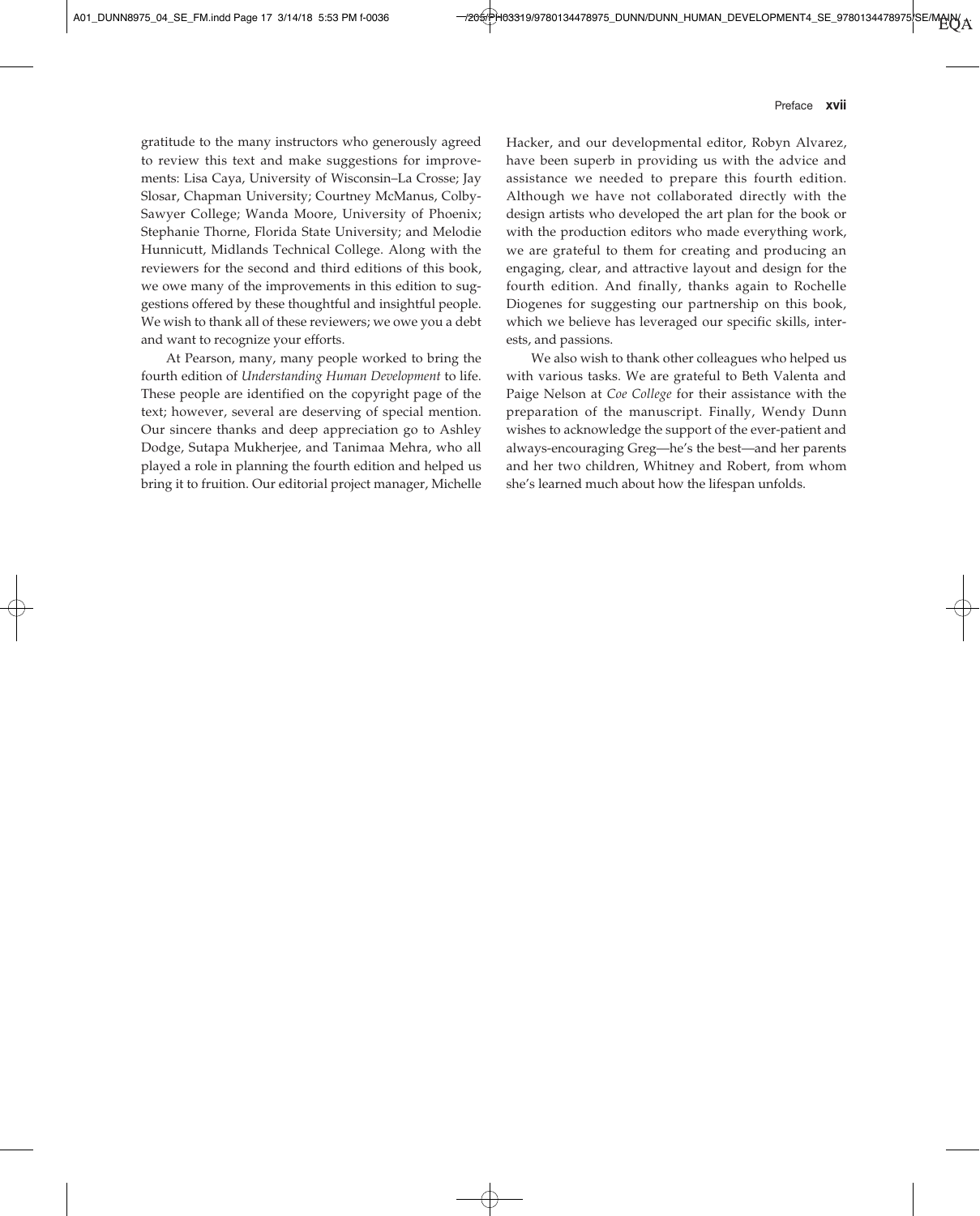gratitude to the many instructors who generously agreed to review this text and make suggestions for improvements: Lisa Caya, University of Wisconsin–La Crosse; Jay Slosar, Chapman University; Courtney McManus, Colby-Sawyer College; Wanda Moore, University of Phoenix; Stephanie Thorne, Florida State University; and Melodie Hunnicutt, Midlands Technical College. Along with the reviewers for the second and third editions of this book, we owe many of the improvements in this edition to suggestions offered by these thoughtful and insightful people. We wish to thank all of these reviewers; we owe you a debt and want to recognize your efforts.

At Pearson, many, many people worked to bring the fourth edition of *Understanding Human Development* to life. These people are identified on the copyright page of the text; however, several are deserving of special mention. Our sincere thanks and deep appreciation go to Ashley Dodge, Sutapa Mukherjee, and Tanimaa Mehra, who all played a role in planning the fourth edition and helped us bring it to fruition. Our editorial project manager, Michelle Hacker, and our developmental editor, Robyn Alvarez, have been superb in providing us with the advice and assistance we needed to prepare this fourth edition. Although we have not collaborated directly with the design artists who developed the art plan for the book or with the production editors who made everything work, we are grateful to them for creating and producing an engaging, clear, and attractive layout and design for the fourth edition. And finally, thanks again to Rochelle Diogenes for suggesting our partnership on this book, which we believe has leveraged our specific skills, interests, and passions.

We also wish to thank other colleagues who helped us with various tasks. We are grateful to Beth Valenta and Paige Nelson at *Coe College* for their assistance with the preparation of the manuscript. Finally, Wendy Dunn wishes to acknowledge the support of the ever-patient and always-encouraging Greg—he's the best—and her parents and her two children, Whitney and Robert, from whom she's learned much about how the lifespan unfolds.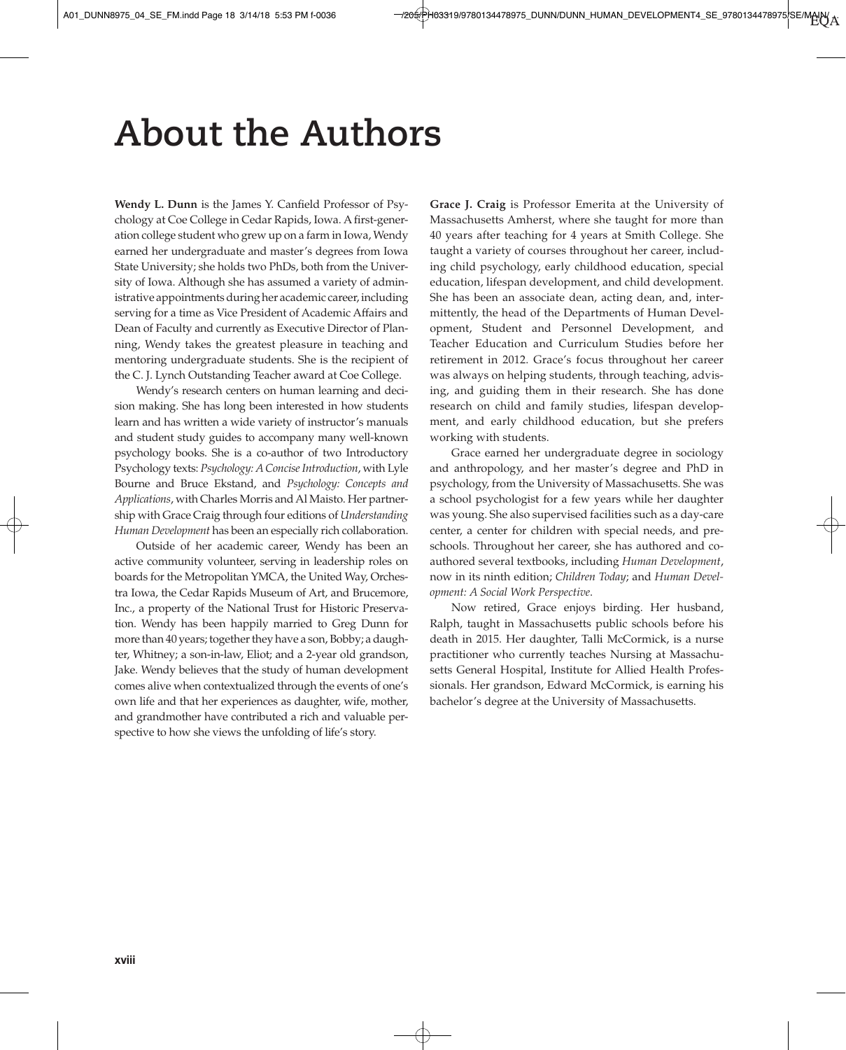# About the Authors

**Wendy L. Dunn** is the James Y. Canfield Professor of Psychology at Coe College in Cedar Rapids, Iowa. A first-generation college student who grew up on a farm in Iowa, Wendy earned her undergraduate and master's degrees from Iowa State University; she holds two PhDs, both from the University of Iowa. Although she has assumed a variety of administrative appointments during her academic career, including serving for a time as Vice President of Academic Affairs and Dean of Faculty and currently as Executive Director of Planning, Wendy takes the greatest pleasure in teaching and mentoring undergraduate students. She is the recipient of the C. J. Lynch Outstanding Teacher award at Coe College.

Wendy's research centers on human learning and decision making. She has long been interested in how students learn and has written a wide variety of instructor's manuals and student study guides to accompany many well-known psychology books. She is a co-author of two Introductory Psychology texts: *Psychology: A Concise Introduction*, with Lyle Bourne and Bruce Ekstand, and *Psychology: Concepts and Applications*, with Charles Morris and Al Maisto. Her partnership with Grace Craig through four editions of *Understanding Human Development* has been an especially rich collaboration.

Outside of her academic career, Wendy has been an active community volunteer, serving in leadership roles on boards for the Metropolitan YMCA, the United Way, Orchestra Iowa, the Cedar Rapids Museum of Art, and Brucemore, Inc., a property of the National Trust for Historic Preservation. Wendy has been happily married to Greg Dunn for more than 40 years; together they have a son, Bobby; a daughter, Whitney; a son-in-law, Eliot; and a 2-year old grandson, Jake. Wendy believes that the study of human development comes alive when contextualized through the events of one's own life and that her experiences as daughter, wife, mother, and grandmother have contributed a rich and valuable perspective to how she views the unfolding of life's story.

**Grace J. Craig** is Professor Emerita at the University of Massachusetts Amherst, where she taught for more than 40 years after teaching for 4 years at Smith College. She taught a variety of courses throughout her career, including child psychology, early childhood education, special education, lifespan development, and child development. She has been an associate dean, acting dean, and, intermittently, the head of the Departments of Human Development, Student and Personnel Development, and Teacher Education and Curriculum Studies before her retirement in 2012. Grace's focus throughout her career was always on helping students, through teaching, advising, and guiding them in their research. She has done research on child and family studies, lifespan development, and early childhood education, but she prefers working with students.

Grace earned her undergraduate degree in sociology and anthropology, and her master's degree and PhD in psychology, from the University of Massachusetts. She was a school psychologist for a few years while her daughter was young. She also supervised facilities such as a day-care center, a center for children with special needs, and preschools. Throughout her career, she has authored and co-authored several textbooks, including *Human Development*, now in its ninth edition; *Children Today*; and *Human Development: A Social Work Perspective*.

Now retired, Grace enjoys birding. Her husband, Ralph, taught in Massachusetts public schools before his death in 2015. Her daughter, Talli McCormick, is a nurse practitioner who currently teaches Nursing at Massachusetts General Hospital, Institute for Allied Health Professionals. Her grandson, Edward McCormick, is earning his bachelor's degree at the University of Massachusetts.